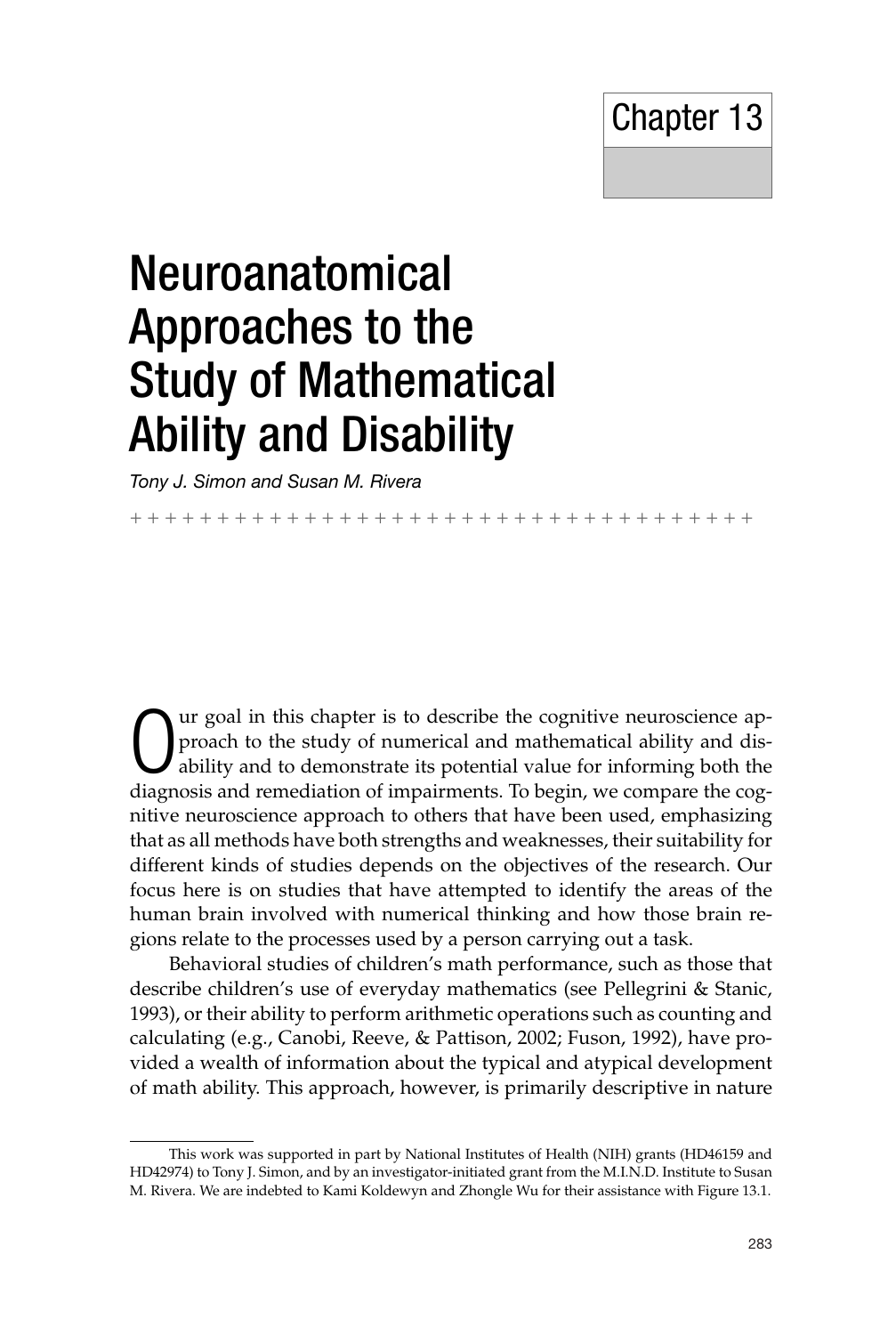Chapter 13

# Neuroanatomical Approaches to the Study of Mathematical Ability and Disability

*Tony J. Simon and Susan M. Rivera*

Our goal in this chapter is to describe the cognitive neuroscience approach to the study of numerical and mathematical ability and disability and to demonstrate its potential value for informing both the diagnosis and remediation of impairments. To begin, we compare the cognitive neuroscience approach to others that have been used, emphasizing that as all methods have both strengths and weaknesses, their suitability for different kinds of studies depends on the objectives of the research. Our focus here is on studies that have attempted to identify the areas of the human brain involved with numerical thinking and how those brain regions relate to the processes used by a person carrying out a task.

Behavioral studies of children's math performance, such as those that describe children's use of everyday mathematics (see Pellegrini & Stanic, 1993), or their ability to perform arithmetic operations such as counting and calculating (e.g., Canobi, Reeve, & Pattison, 2002; Fuson, 1992), have provided a wealth of information about the typical and atypical development of math ability. This approach, however, is primarily descriptive in nature

---

This work was supported in part by National Institutes of Health (NIH) grants (HD46159 and HD42974) to Tony J. Simon, and by an investigator-initiated grant from the M.I.N.D. Institute to Susan M. Rivera. We are indebted to Kami Koldewyn and Zhongle Wu for their assistance with Figure 13.1.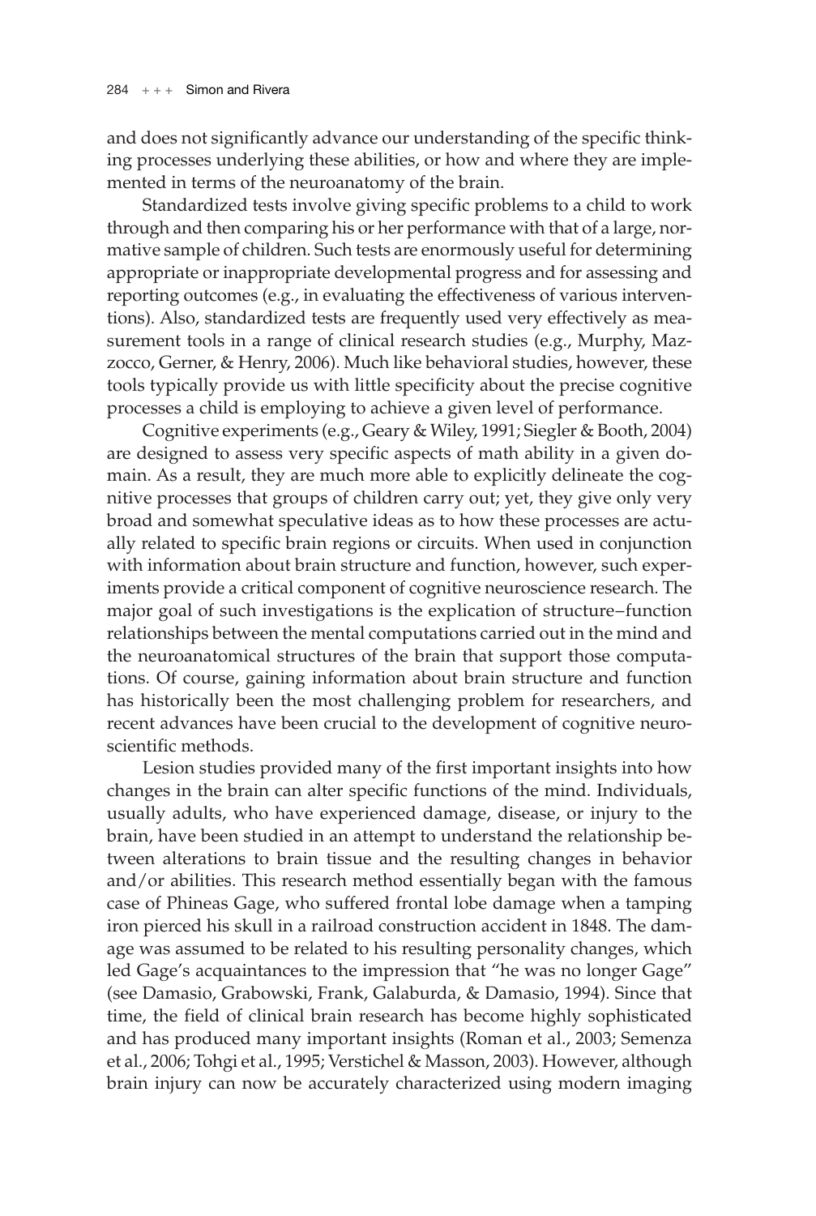and does not significantly advance our understanding of the specific thinking processes underlying these abilities, or how and where they are implemented in terms of the neuroanatomy of the brain.

Standardized tests involve giving specific problems to a child to work through and then comparing his or her performance with that of a large, normative sample of children. Such tests are enormously useful for determining appropriate or inappropriate developmental progress and for assessing and reporting outcomes (e.g., in evaluating the effectiveness of various interventions). Also, standardized tests are frequently used very effectively as measurement tools in a range of clinical research studies (e.g., Murphy, Mazzocco, Gerner, & Henry, 2006). Much like behavioral studies, however, these tools typically provide us with little specificity about the precise cognitive processes a child is employing to achieve a given level of performance.

Cognitive experiments (e.g., Geary & Wiley, 1991; Siegler & Booth, 2004) are designed to assess very specific aspects of math ability in a given domain. As a result, they are much more able to explicitly delineate the cognitive processes that groups of children carry out; yet, they give only very broad and somewhat speculative ideas as to how these processes are actually related to specific brain regions or circuits. When used in conjunction with information about brain structure and function, however, such experiments provide a critical component of cognitive neuroscience research. The major goal of such investigations is the explication of structure–function relationships between the mental computations carried out in the mind and the neuroanatomical structures of the brain that support those computations. Of course, gaining information about brain structure and function has historically been the most challenging problem for researchers, and recent advances have been crucial to the development of cognitive neuroscientific methods.

Lesion studies provided many of the first important insights into how changes in the brain can alter specific functions of the mind. Individuals, usually adults, who have experienced damage, disease, or injury to the brain, have been studied in an attempt to understand the relationship between alterations to brain tissue and the resulting changes in behavior and/or abilities. This research method essentially began with the famous case of Phineas Gage, who suffered frontal lobe damage when a tamping iron pierced his skull in a railroad construction accident in 1848. The damage was assumed to be related to his resulting personality changes, which led Gage's acquaintances to the impression that "he was no longer Gage" (see Damasio, Grabowski, Frank, Galaburda, & Damasio, 1994). Since that time, the field of clinical brain research has become highly sophisticated and has produced many important insights (Roman et al., 2003; Semenza et al., 2006; Tohgi et al., 1995; Verstichel & Masson, 2003). However, although brain injury can now be accurately characterized using modern imaging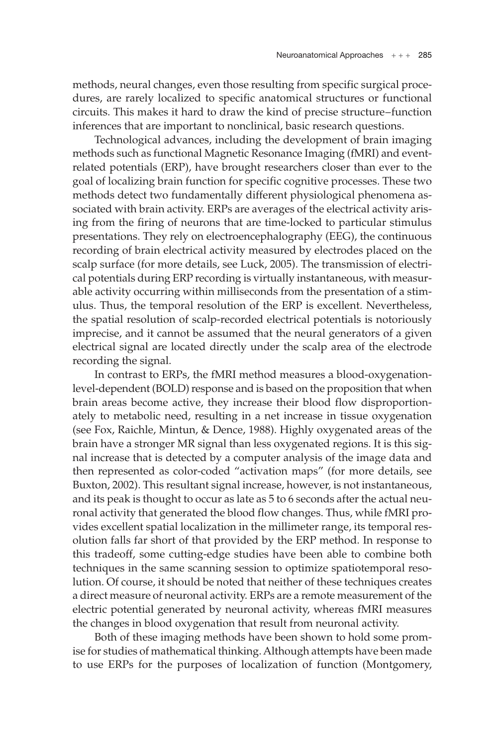methods, neural changes, even those resulting from specific surgical procedures, are rarely localized to specific anatomical structures or functional circuits. This makes it hard to draw the kind of precise structure–function inferences that are important to nonclinical, basic research questions.

Technological advances, including the development of brain imaging methods such as functional Magnetic Resonance Imaging (fMRI) and event-related potentials (ERP), have brought researchers closer than ever to the goal of localizing brain function for specific cognitive processes. These two methods detect two fundamentally different physiological phenomena associated with brain activity. ERPs are averages of the electrical activity arising from the firing of neurons that are time-locked to particular stimulus presentations. They rely on electroencephalography (EEG), the continuous recording of brain electrical activity measured by electrodes placed on the scalp surface (for more details, see Luck, 2005). The transmission of electrical potentials during ERP recording is virtually instantaneous, with measurable activity occurring within milliseconds from the presentation of a stimulus. Thus, the temporal resolution of the ERP is excellent. Nevertheless, the spatial resolution of scalp-recorded electrical potentials is notoriously imprecise, and it cannot be assumed that the neural generators of a given electrical signal are located directly under the scalp area of the electrode recording the signal.

In contrast to ERPs, the fMRI method measures a blood-oxygenation-level-dependent (BOLD) response and is based on the proposition that when brain areas become active, they increase their blood flow disproportionately to metabolic need, resulting in a net increase in tissue oxygenation (see Fox, Raichle, Mintun, & Dence, 1988). Highly oxygenated areas of the brain have a stronger MR signal than less oxygenated regions. It is this signal increase that is detected by a computer analysis of the image data and then represented as color-coded "activation maps" (for more details, see Buxton, 2002). This resultant signal increase, however, is not instantaneous, and its peak is thought to occur as late as 5 to 6 seconds after the actual neuronal activity that generated the blood flow changes. Thus, while fMRI provides excellent spatial localization in the millimeter range, its temporal resolution falls far short of that provided by the ERP method. In response to this tradeoff, some cutting-edge studies have been able to combine both techniques in the same scanning session to optimize spatiotemporal resolution. Of course, it should be noted that neither of these techniques creates a direct measure of neuronal activity. ERPs are a remote measurement of the electric potential generated by neuronal activity, whereas fMRI measures the changes in blood oxygenation that result from neuronal activity.

Both of these imaging methods have been shown to hold some promise for studies of mathematical thinking. Although attempts have been made to use ERPs for the purposes of localization of function (Montgomery,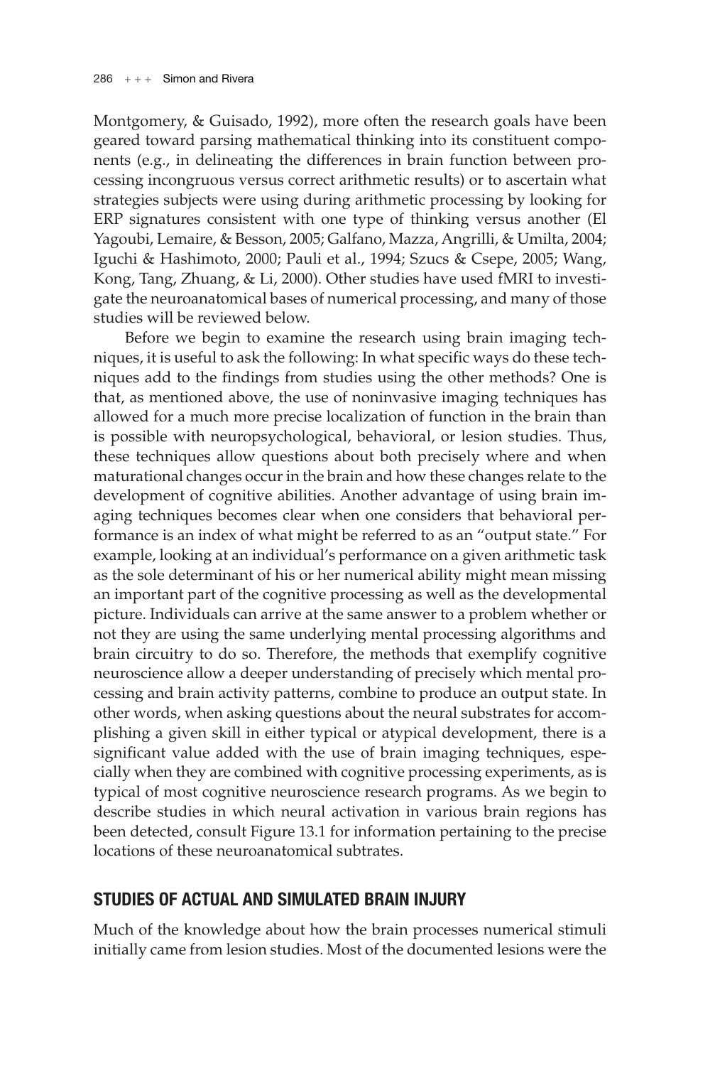Montgomery, & Guisado, 1992), more often the research goals have been geared toward parsing mathematical thinking into its constituent components (e.g., in delineating the differences in brain function between processing incongruous versus correct arithmetic results) or to ascertain what strategies subjects were using during arithmetic processing by looking for ERP signatures consistent with one type of thinking versus another (El Yagoubi, Lemaire, & Besson, 2005; Galfano, Mazza, Angrilli, & Umilta, 2004; Iguchi & Hashimoto, 2000; Pauli et al., 1994; Szucs & Csepe, 2005; Wang, Kong, Tang, Zhuang, & Li, 2000). Other studies have used fMRI to investigate the neuroanatomical bases of numerical processing, and many of those studies will be reviewed below.

Before we begin to examine the research using brain imaging techniques, it is useful to ask the following: In what specific ways do these techniques add to the findings from studies using the other methods? One is that, as mentioned above, the use of noninvasive imaging techniques has allowed for a much more precise localization of function in the brain than is possible with neuropsychological, behavioral, or lesion studies. Thus, these techniques allow questions about both precisely where and when maturational changes occur in the brain and how these changes relate to the development of cognitive abilities. Another advantage of using brain imaging techniques becomes clear when one considers that behavioral performance is an index of what might be referred to as an "output state." For example, looking at an individual's performance on a given arithmetic task as the sole determinant of his or her numerical ability might mean missing an important part of the cognitive processing as well as the developmental picture. Individuals can arrive at the same answer to a problem whether or not they are using the same underlying mental processing algorithms and brain circuitry to do so. Therefore, the methods that exemplify cognitive neuroscience allow a deeper understanding of precisely which mental processing and brain activity patterns, combine to produce an output state. In other words, when asking questions about the neural substrates for accomplishing a given skill in either typical or atypical development, there is a significant value added with the use of brain imaging techniques, especially when they are combined with cognitive processing experiments, as is typical of most cognitive neuroscience research programs. As we begin to describe studies in which neural activation in various brain regions has been detected, consult Figure 13.1 for information pertaining to the precise locations of these neuroanatomical subtrates.

## STUDIES OF ACTUAL AND SIMULATED BRAIN INJURY

Much of the knowledge about how the brain processes numerical stimuli initially came from lesion studies. Most of the documented lesions were the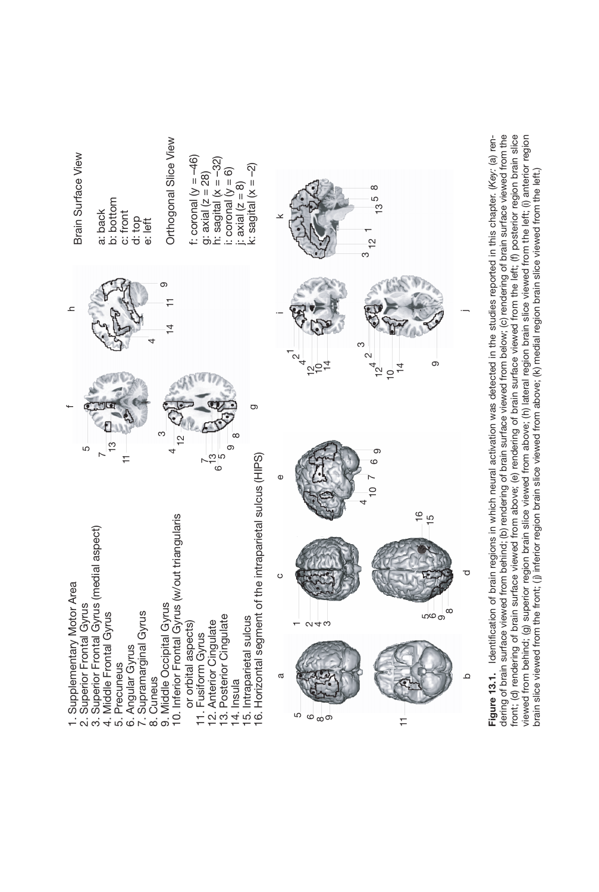1. Supplementary Motor Area
2. Superior Frontal Gyrus
3. Superior Frontal Gyrus (medial aspect)
4. Middle Frontal Gyrus
5. Precuneus
6. Angular Gyrus
7. Supramarginal Gyrus
8. Cuneus
9. Middle Occipital Gyrus
10. Inferior Frontal Gyrus (w/out triangularis or orbital aspects)
11. Fusiform Gyrus
12. Anterior Cingulate
13. Posterior Cingulate
14. Insula
15. Intraparietal sulcus
16. Horizontal segment of the intraparietal sulcus (HIPS)

Brain Surface View

a: back
b: bottom
c: front
d: top
e: left

Orthogonal Slice View

f: coronal (y = −46)
g: axial (z = 28)
h: sagital (x = −32)
i: coronal (y = 6)
j: axial (z = 8)
k: sagital (x = −2)

**Figure 13.1.** Identification of brain regions in which neural activation was detected in the studies reported in this chapter. (*Key:* (a) rendering of brain surface viewed from behind; (b) rendering of brain surface viewed from below; (c) rendering of brain surface viewed from the front; (d) rendering of brain surface viewed from above; (e) rendering of brain surface viewed from the left; (f) posterior region brain slice viewed from behind; (g) superior region brain slice viewed from above; (h) lateral region brain slice viewed from the left; (i) anterior region brain slice viewed from the front; (j) inferior region brain slice viewed from above; (k) medial region brain slice viewed from the left.)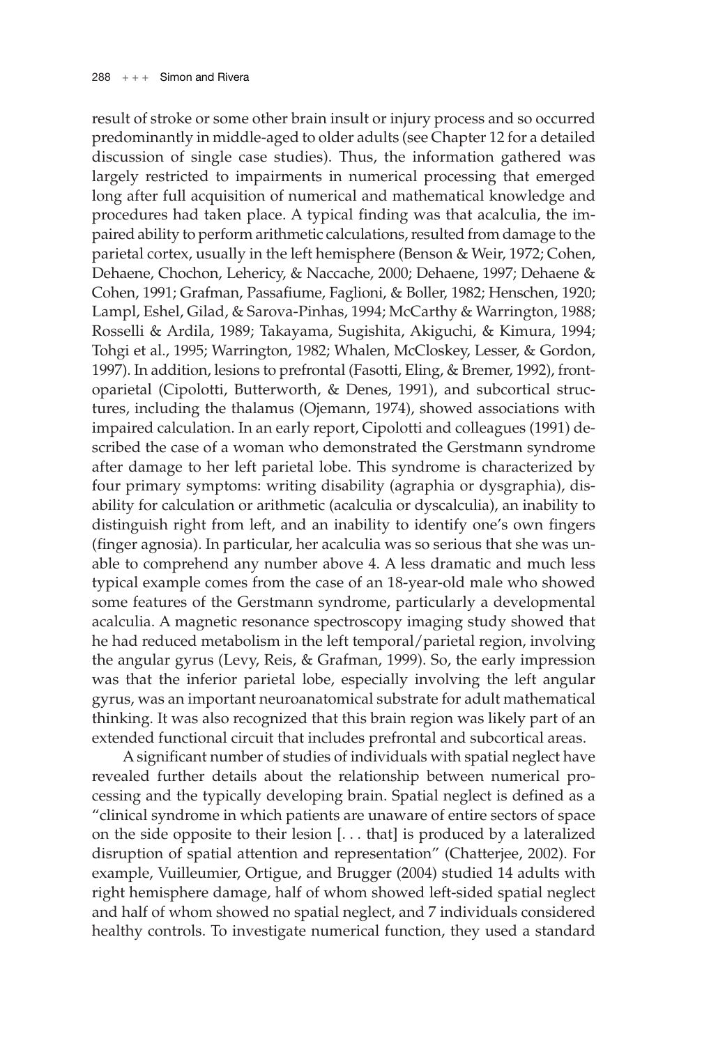result of stroke or some other brain insult or injury process and so occurred predominantly in middle-aged to older adults (see Chapter 12 for a detailed discussion of single case studies). Thus, the information gathered was largely restricted to impairments in numerical processing that emerged long after full acquisition of numerical and mathematical knowledge and procedures had taken place. A typical finding was that acalculia, the impaired ability to perform arithmetic calculations, resulted from damage to the parietal cortex, usually in the left hemisphere (Benson & Weir, 1972; Cohen, Dehaene, Chochon, Lehericy, & Naccache, 2000; Dehaene, 1997; Dehaene & Cohen, 1991; Grafman, Passafiume, Faglioni, & Boller, 1982; Henschen, 1920; Lampl, Eshel, Gilad, & Sarova-Pinhas, 1994; McCarthy & Warrington, 1988; Rosselli & Ardila, 1989; Takayama, Sugishita, Akiguchi, & Kimura, 1994; Tohgi et al., 1995; Warrington, 1982; Whalen, McCloskey, Lesser, & Gordon, 1997). In addition, lesions to prefrontal (Fasotti, Eling, & Bremer, 1992), frontoparietal (Cipolotti, Butterworth, & Denes, 1991), and subcortical structures, including the thalamus (Ojemann, 1974), showed associations with impaired calculation. In an early report, Cipolotti and colleagues (1991) described the case of a woman who demonstrated the Gerstmann syndrome after damage to her left parietal lobe. This syndrome is characterized by four primary symptoms: writing disability (agraphia or dysgraphia), disability for calculation or arithmetic (acalculia or dyscalculia), an inability to distinguish right from left, and an inability to identify one's own fingers (finger agnosia). In particular, her acalculia was so serious that she was unable to comprehend any number above 4. A less dramatic and much less typical example comes from the case of an 18-year-old male who showed some features of the Gerstmann syndrome, particularly a developmental acalculia. A magnetic resonance spectroscopy imaging study showed that he had reduced metabolism in the left temporal/parietal region, involving the angular gyrus (Levy, Reis, & Grafman, 1999). So, the early impression was that the inferior parietal lobe, especially involving the left angular gyrus, was an important neuroanatomical substrate for adult mathematical thinking. It was also recognized that this brain region was likely part of an extended functional circuit that includes prefrontal and subcortical areas.

A significant number of studies of individuals with spatial neglect have revealed further details about the relationship between numerical processing and the typically developing brain. Spatial neglect is defined as a "clinical syndrome in which patients are unaware of entire sectors of space on the side opposite to their lesion [. . . that] is produced by a lateralized disruption of spatial attention and representation" (Chatterjee, 2002). For example, Vuilleumier, Ortigue, and Brugger (2004) studied 14 adults with right hemisphere damage, half of whom showed left-sided spatial neglect and half of whom showed no spatial neglect, and 7 individuals considered healthy controls. To investigate numerical function, they used a standard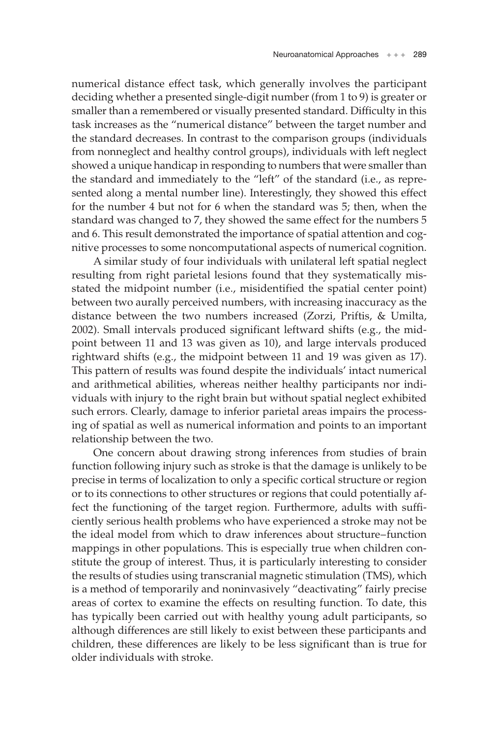numerical distance effect task, which generally involves the participant deciding whether a presented single-digit number (from 1 to 9) is greater or smaller than a remembered or visually presented standard. Difficulty in this task increases as the "numerical distance" between the target number and the standard decreases. In contrast to the comparison groups (individuals from nonneglect and healthy control groups), individuals with left neglect showed a unique handicap in responding to numbers that were smaller than the standard and immediately to the "left" of the standard (i.e., as represented along a mental number line). Interestingly, they showed this effect for the number 4 but not for 6 when the standard was 5; then, when the standard was changed to 7, they showed the same effect for the numbers 5 and 6. This result demonstrated the importance of spatial attention and cognitive processes to some noncomputational aspects of numerical cognition.

A similar study of four individuals with unilateral left spatial neglect resulting from right parietal lesions found that they systematically misstated the midpoint number (i.e., misidentified the spatial center point) between two aurally perceived numbers, with increasing inaccuracy as the distance between the two numbers increased (Zorzi, Priftis, & Umilta, 2002). Small intervals produced significant leftward shifts (e.g., the midpoint between 11 and 13 was given as 10), and large intervals produced rightward shifts (e.g., the midpoint between 11 and 19 was given as 17). This pattern of results was found despite the individuals' intact numerical and arithmetical abilities, whereas neither healthy participants nor individuals with injury to the right brain but without spatial neglect exhibited such errors. Clearly, damage to inferior parietal areas impairs the processing of spatial as well as numerical information and points to an important relationship between the two.

One concern about drawing strong inferences from studies of brain function following injury such as stroke is that the damage is unlikely to be precise in terms of localization to only a specific cortical structure or region or to its connections to other structures or regions that could potentially affect the functioning of the target region. Furthermore, adults with sufficiently serious health problems who have experienced a stroke may not be the ideal model from which to draw inferences about structure–function mappings in other populations. This is especially true when children constitute the group of interest. Thus, it is particularly interesting to consider the results of studies using transcranial magnetic stimulation (TMS), which is a method of temporarily and noninvasively "deactivating" fairly precise areas of cortex to examine the effects on resulting function. To date, this has typically been carried out with healthy young adult participants, so although differences are still likely to exist between these participants and children, these differences are likely to be less significant than is true for older individuals with stroke.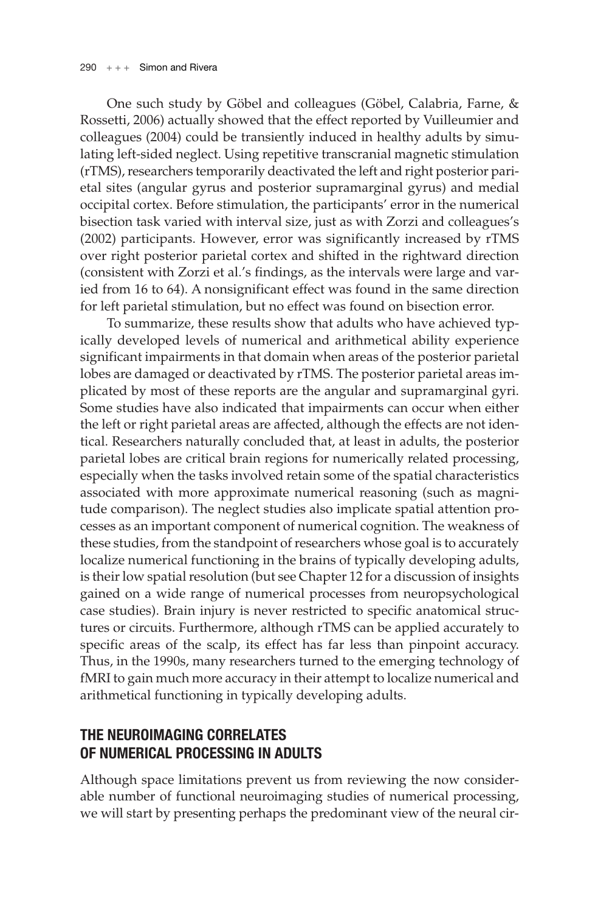One such study by Göbel and colleagues (Göbel, Calabria, Farne, & Rossetti, 2006) actually showed that the effect reported by Vuilleumier and colleagues (2004) could be transiently induced in healthy adults by simulating left-sided neglect. Using repetitive transcranial magnetic stimulation (rTMS), researchers temporarily deactivated the left and right posterior parietal sites (angular gyrus and posterior supramarginal gyrus) and medial occipital cortex. Before stimulation, the participants' error in the numerical bisection task varied with interval size, just as with Zorzi and colleagues's (2002) participants. However, error was significantly increased by rTMS over right posterior parietal cortex and shifted in the rightward direction (consistent with Zorzi et al.'s findings, as the intervals were large and varied from 16 to 64). A nonsignificant effect was found in the same direction for left parietal stimulation, but no effect was found on bisection error.

To summarize, these results show that adults who have achieved typically developed levels of numerical and arithmetical ability experience significant impairments in that domain when areas of the posterior parietal lobes are damaged or deactivated by rTMS. The posterior parietal areas implicated by most of these reports are the angular and supramarginal gyri. Some studies have also indicated that impairments can occur when either the left or right parietal areas are affected, although the effects are not identical. Researchers naturally concluded that, at least in adults, the posterior parietal lobes are critical brain regions for numerically related processing, especially when the tasks involved retain some of the spatial characteristics associated with more approximate numerical reasoning (such as magnitude comparison). The neglect studies also implicate spatial attention processes as an important component of numerical cognition. The weakness of these studies, from the standpoint of researchers whose goal is to accurately localize numerical functioning in the brains of typically developing adults, is their low spatial resolution (but see Chapter 12 for a discussion of insights gained on a wide range of numerical processes from neuropsychological case studies). Brain injury is never restricted to specific anatomical structures or circuits. Furthermore, although rTMS can be applied accurately to specific areas of the scalp, its effect has far less than pinpoint accuracy. Thus, in the 1990s, many researchers turned to the emerging technology of fMRI to gain much more accuracy in their attempt to localize numerical and arithmetical functioning in typically developing adults.

## THE NEUROIMAGING CORRELATES OF NUMERICAL PROCESSING IN ADULTS

Although space limitations prevent us from reviewing the now considerable number of functional neuroimaging studies of numerical processing, we will start by presenting perhaps the predominant view of the neural cir-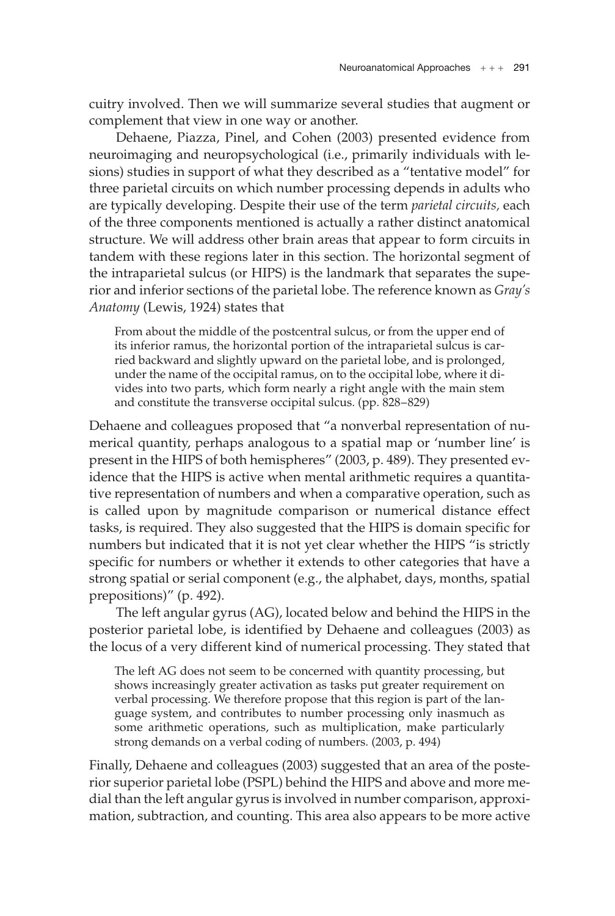cuitry involved. Then we will summarize several studies that augment or complement that view in one way or another.

Dehaene, Piazza, Pinel, and Cohen (2003) presented evidence from neuroimaging and neuropsychological (i.e., primarily individuals with lesions) studies in support of what they described as a "tentative model" for three parietal circuits on which number processing depends in adults who are typically developing. Despite their use of the term *parietal circuits,* each of the three components mentioned is actually a rather distinct anatomical structure. We will address other brain areas that appear to form circuits in tandem with these regions later in this section. The horizontal segment of the intraparietal sulcus (or HIPS) is the landmark that separates the superior and inferior sections of the parietal lobe. The reference known as *Gray's Anatomy* (Lewis, 1924) states that

> From about the middle of the postcentral sulcus, or from the upper end of its inferior ramus, the horizontal portion of the intraparietal sulcus is carried backward and slightly upward on the parietal lobe, and is prolonged, under the name of the occipital ramus, on to the occipital lobe, where it divides into two parts, which form nearly a right angle with the main stem and constitute the transverse occipital sulcus. (pp. 828–829)

Dehaene and colleagues proposed that "a nonverbal representation of numerical quantity, perhaps analogous to a spatial map or 'number line' is present in the HIPS of both hemispheres" (2003, p. 489). They presented evidence that the HIPS is active when mental arithmetic requires a quantitative representation of numbers and when a comparative operation, such as is called upon by magnitude comparison or numerical distance effect tasks, is required. They also suggested that the HIPS is domain specific for numbers but indicated that it is not yet clear whether the HIPS "is strictly specific for numbers or whether it extends to other categories that have a strong spatial or serial component (e.g., the alphabet, days, months, spatial prepositions)" (p. 492).

The left angular gyrus (AG), located below and behind the HIPS in the posterior parietal lobe, is identified by Dehaene and colleagues (2003) as the locus of a very different kind of numerical processing. They stated that

> The left AG does not seem to be concerned with quantity processing, but shows increasingly greater activation as tasks put greater requirement on verbal processing. We therefore propose that this region is part of the language system, and contributes to number processing only inasmuch as some arithmetic operations, such as multiplication, make particularly strong demands on a verbal coding of numbers. (2003, p. 494)

Finally, Dehaene and colleagues (2003) suggested that an area of the posterior superior parietal lobe (PSPL) behind the HIPS and above and more medial than the left angular gyrus is involved in number comparison, approximation, subtraction, and counting. This area also appears to be more active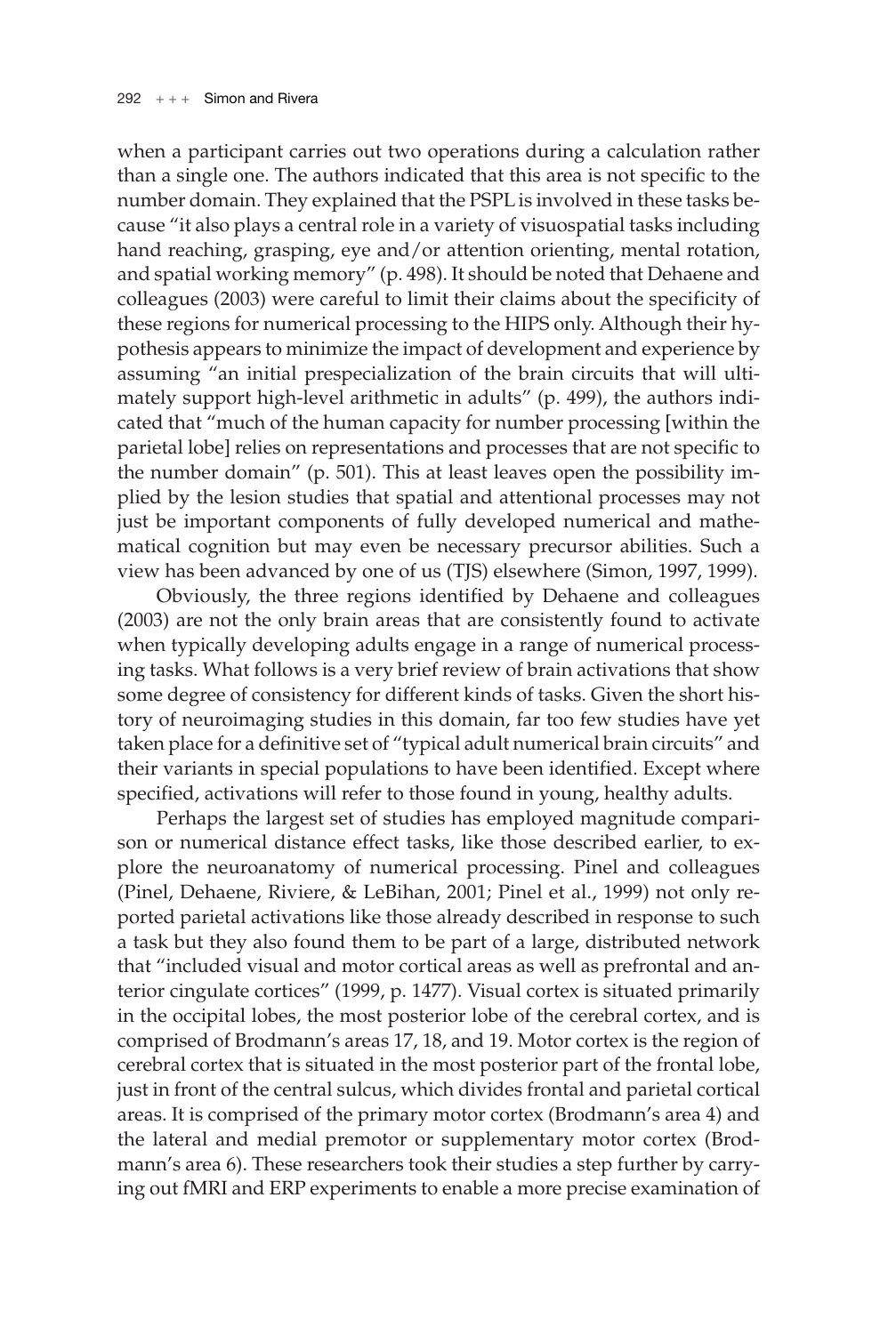when a participant carries out two operations during a calculation rather than a single one. The authors indicated that this area is not specific to the number domain. They explained that the PSPL is involved in these tasks because "it also plays a central role in a variety of visuospatial tasks including hand reaching, grasping, eye and/or attention orienting, mental rotation, and spatial working memory" (p. 498). It should be noted that Dehaene and colleagues (2003) were careful to limit their claims about the specificity of these regions for numerical processing to the HIPS only. Although their hypothesis appears to minimize the impact of development and experience by assuming "an initial prespecialization of the brain circuits that will ultimately support high-level arithmetic in adults" (p. 499), the authors indicated that "much of the human capacity for number processing [within the parietal lobe] relies on representations and processes that are not specific to the number domain" (p. 501). This at least leaves open the possibility implied by the lesion studies that spatial and attentional processes may not just be important components of fully developed numerical and mathematical cognition but may even be necessary precursor abilities. Such a view has been advanced by one of us (TJS) elsewhere (Simon, 1997, 1999).

Obviously, the three regions identified by Dehaene and colleagues (2003) are not the only brain areas that are consistently found to activate when typically developing adults engage in a range of numerical processing tasks. What follows is a very brief review of brain activations that show some degree of consistency for different kinds of tasks. Given the short history of neuroimaging studies in this domain, far too few studies have yet taken place for a definitive set of "typical adult numerical brain circuits" and their variants in special populations to have been identified. Except where specified, activations will refer to those found in young, healthy adults.

Perhaps the largest set of studies has employed magnitude comparison or numerical distance effect tasks, like those described earlier, to explore the neuroanatomy of numerical processing. Pinel and colleagues (Pinel, Dehaene, Riviere, & LeBihan, 2001; Pinel et al., 1999) not only reported parietal activations like those already described in response to such a task but they also found them to be part of a large, distributed network that "included visual and motor cortical areas as well as prefrontal and anterior cingulate cortices" (1999, p. 1477). Visual cortex is situated primarily in the occipital lobes, the most posterior lobe of the cerebral cortex, and is comprised of Brodmann's areas 17, 18, and 19. Motor cortex is the region of cerebral cortex that is situated in the most posterior part of the frontal lobe, just in front of the central sulcus, which divides frontal and parietal cortical areas. It is comprised of the primary motor cortex (Brodmann's area 4) and the lateral and medial premotor or supplementary motor cortex (Brodmann's area 6). These researchers took their studies a step further by carrying out fMRI and ERP experiments to enable a more precise examination of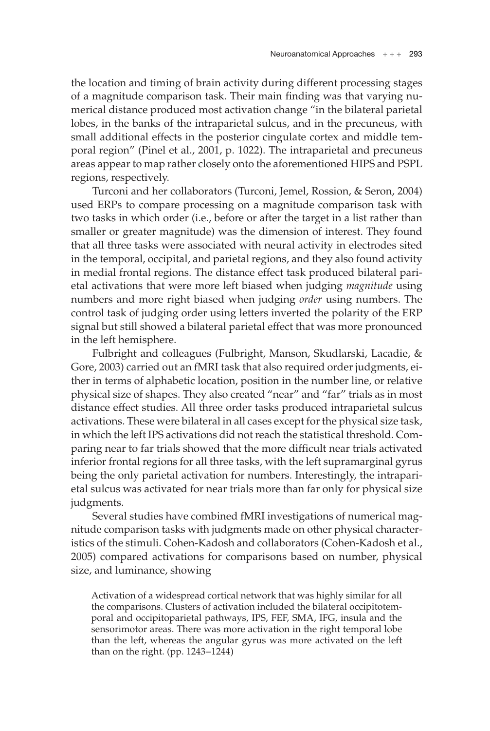the location and timing of brain activity during different processing stages of a magnitude comparison task. Their main finding was that varying numerical distance produced most activation change "in the bilateral parietal lobes, in the banks of the intraparietal sulcus, and in the precuneus, with small additional effects in the posterior cingulate cortex and middle temporal region" (Pinel et al., 2001, p. 1022). The intraparietal and precuneus areas appear to map rather closely onto the aforementioned HIPS and PSPL regions, respectively.

Turconi and her collaborators (Turconi, Jemel, Rossion, & Seron, 2004) used ERPs to compare processing on a magnitude comparison task with two tasks in which order (i.e., before or after the target in a list rather than smaller or greater magnitude) was the dimension of interest. They found that all three tasks were associated with neural activity in electrodes sited in the temporal, occipital, and parietal regions, and they also found activity in medial frontal regions. The distance effect task produced bilateral parietal activations that were more left biased when judging *magnitude* using numbers and more right biased when judging *order* using numbers. The control task of judging order using letters inverted the polarity of the ERP signal but still showed a bilateral parietal effect that was more pronounced in the left hemisphere.

Fulbright and colleagues (Fulbright, Manson, Skudlarski, Lacadie, & Gore, 2003) carried out an fMRI task that also required order judgments, either in terms of alphabetic location, position in the number line, or relative physical size of shapes. They also created "near" and "far" trials as in most distance effect studies. All three order tasks produced intraparietal sulcus activations. These were bilateral in all cases except for the physical size task, in which the left IPS activations did not reach the statistical threshold. Comparing near to far trials showed that the more difficult near trials activated inferior frontal regions for all three tasks, with the left supramarginal gyrus being the only parietal activation for numbers. Interestingly, the intraparietal sulcus was activated for near trials more than far only for physical size judgments.

Several studies have combined fMRI investigations of numerical magnitude comparison tasks with judgments made on other physical characteristics of the stimuli. Cohen-Kadosh and collaborators (Cohen-Kadosh et al., 2005) compared activations for comparisons based on number, physical size, and luminance, showing

> Activation of a widespread cortical network that was highly similar for all the comparisons. Clusters of activation included the bilateral occipitotemporal and occipitoparietal pathways, IPS, FEF, SMA, IFG, insula and the sensorimotor areas. There was more activation in the right temporal lobe than the left, whereas the angular gyrus was more activated on the left than on the right. (pp. 1243–1244)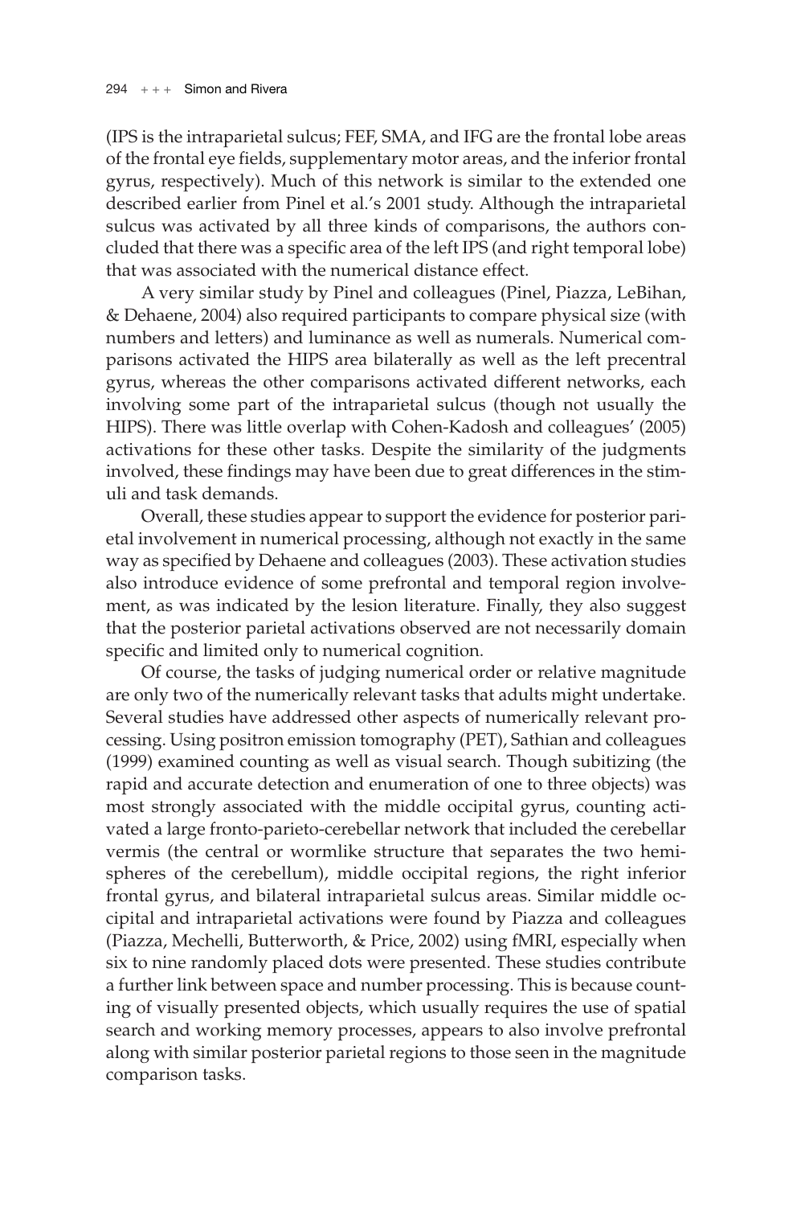(IPS is the intraparietal sulcus; FEF, SMA, and IFG are the frontal lobe areas of the frontal eye fields, supplementary motor areas, and the inferior frontal gyrus, respectively). Much of this network is similar to the extended one described earlier from Pinel et al.'s 2001 study. Although the intraparietal sulcus was activated by all three kinds of comparisons, the authors concluded that there was a specific area of the left IPS (and right temporal lobe) that was associated with the numerical distance effect.

A very similar study by Pinel and colleagues (Pinel, Piazza, LeBihan, & Dehaene, 2004) also required participants to compare physical size (with numbers and letters) and luminance as well as numerals. Numerical comparisons activated the HIPS area bilaterally as well as the left precentral gyrus, whereas the other comparisons activated different networks, each involving some part of the intraparietal sulcus (though not usually the HIPS). There was little overlap with Cohen-Kadosh and colleagues' (2005) activations for these other tasks. Despite the similarity of the judgments involved, these findings may have been due to great differences in the stimuli and task demands.

Overall, these studies appear to support the evidence for posterior parietal involvement in numerical processing, although not exactly in the same way as specified by Dehaene and colleagues (2003). These activation studies also introduce evidence of some prefrontal and temporal region involvement, as was indicated by the lesion literature. Finally, they also suggest that the posterior parietal activations observed are not necessarily domain specific and limited only to numerical cognition.

Of course, the tasks of judging numerical order or relative magnitude are only two of the numerically relevant tasks that adults might undertake. Several studies have addressed other aspects of numerically relevant processing. Using positron emission tomography (PET), Sathian and colleagues (1999) examined counting as well as visual search. Though subitizing (the rapid and accurate detection and enumeration of one to three objects) was most strongly associated with the middle occipital gyrus, counting activated a large fronto-parieto-cerebellar network that included the cerebellar vermis (the central or wormlike structure that separates the two hemispheres of the cerebellum), middle occipital regions, the right inferior frontal gyrus, and bilateral intraparietal sulcus areas. Similar middle occipital and intraparietal activations were found by Piazza and colleagues (Piazza, Mechelli, Butterworth, & Price, 2002) using fMRI, especially when six to nine randomly placed dots were presented. These studies contribute a further link between space and number processing. This is because counting of visually presented objects, which usually requires the use of spatial search and working memory processes, appears to also involve prefrontal along with similar posterior parietal regions to those seen in the magnitude comparison tasks.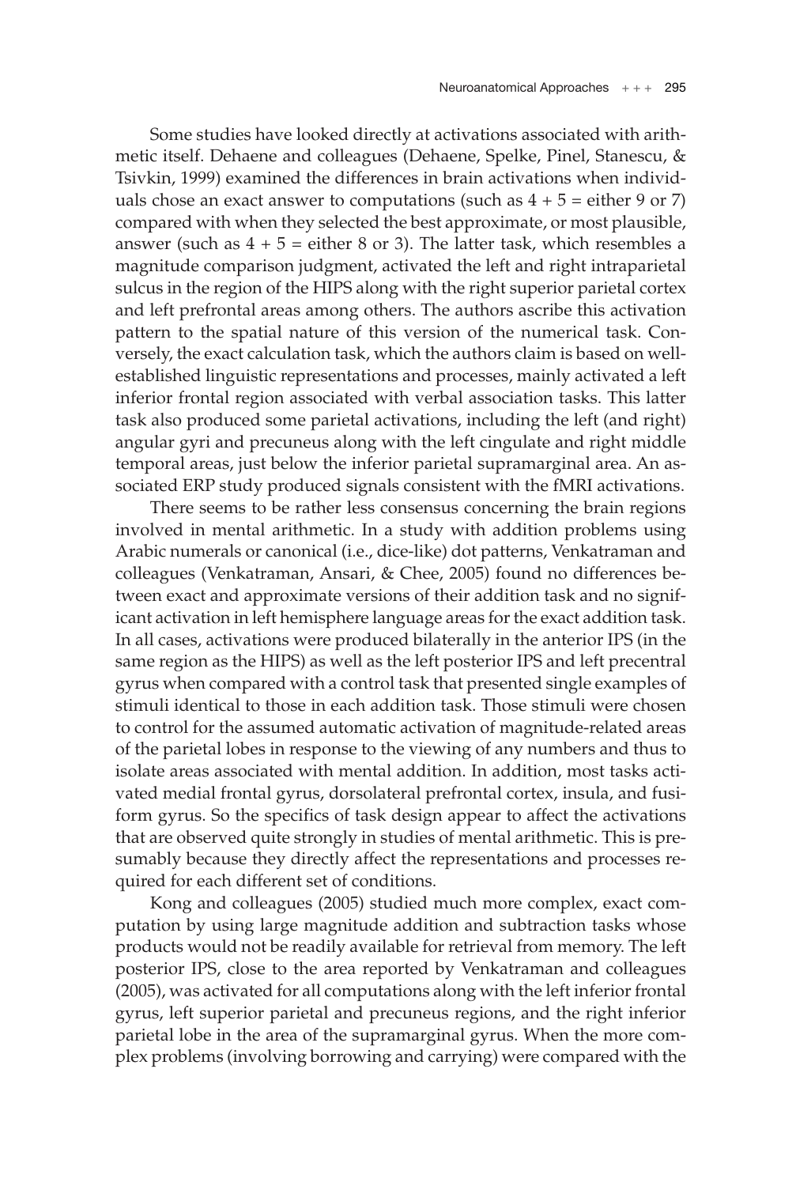Some studies have looked directly at activations associated with arithmetic itself. Dehaene and colleagues (Dehaene, Spelke, Pinel, Stanescu, & Tsivkin, 1999) examined the differences in brain activations when individuals chose an exact answer to computations (such as 4 + 5 = either 9 or 7) compared with when they selected the best approximate, or most plausible, answer (such as 4 + 5 = either 8 or 3). The latter task, which resembles a magnitude comparison judgment, activated the left and right intraparietal sulcus in the region of the HIPS along with the right superior parietal cortex and left prefrontal areas among others. The authors ascribe this activation pattern to the spatial nature of this version of the numerical task. Conversely, the exact calculation task, which the authors claim is based on well-established linguistic representations and processes, mainly activated a left inferior frontal region associated with verbal association tasks. This latter task also produced some parietal activations, including the left (and right) angular gyri and precuneus along with the left cingulate and right middle temporal areas, just below the inferior parietal supramarginal area. An associated ERP study produced signals consistent with the fMRI activations.

There seems to be rather less consensus concerning the brain regions involved in mental arithmetic. In a study with addition problems using Arabic numerals or canonical (i.e., dice-like) dot patterns, Venkatraman and colleagues (Venkatraman, Ansari, & Chee, 2005) found no differences between exact and approximate versions of their addition task and no significant activation in left hemisphere language areas for the exact addition task. In all cases, activations were produced bilaterally in the anterior IPS (in the same region as the HIPS) as well as the left posterior IPS and left precentral gyrus when compared with a control task that presented single examples of stimuli identical to those in each addition task. Those stimuli were chosen to control for the assumed automatic activation of magnitude-related areas of the parietal lobes in response to the viewing of any numbers and thus to isolate areas associated with mental addition. In addition, most tasks activated medial frontal gyrus, dorsolateral prefrontal cortex, insula, and fusiform gyrus. So the specifics of task design appear to affect the activations that are observed quite strongly in studies of mental arithmetic. This is presumably because they directly affect the representations and processes required for each different set of conditions.

Kong and colleagues (2005) studied much more complex, exact computation by using large magnitude addition and subtraction tasks whose products would not be readily available for retrieval from memory. The left posterior IPS, close to the area reported by Venkatraman and colleagues (2005), was activated for all computations along with the left inferior frontal gyrus, left superior parietal and precuneus regions, and the right inferior parietal lobe in the area of the supramarginal gyrus. When the more complex problems (involving borrowing and carrying) were compared with the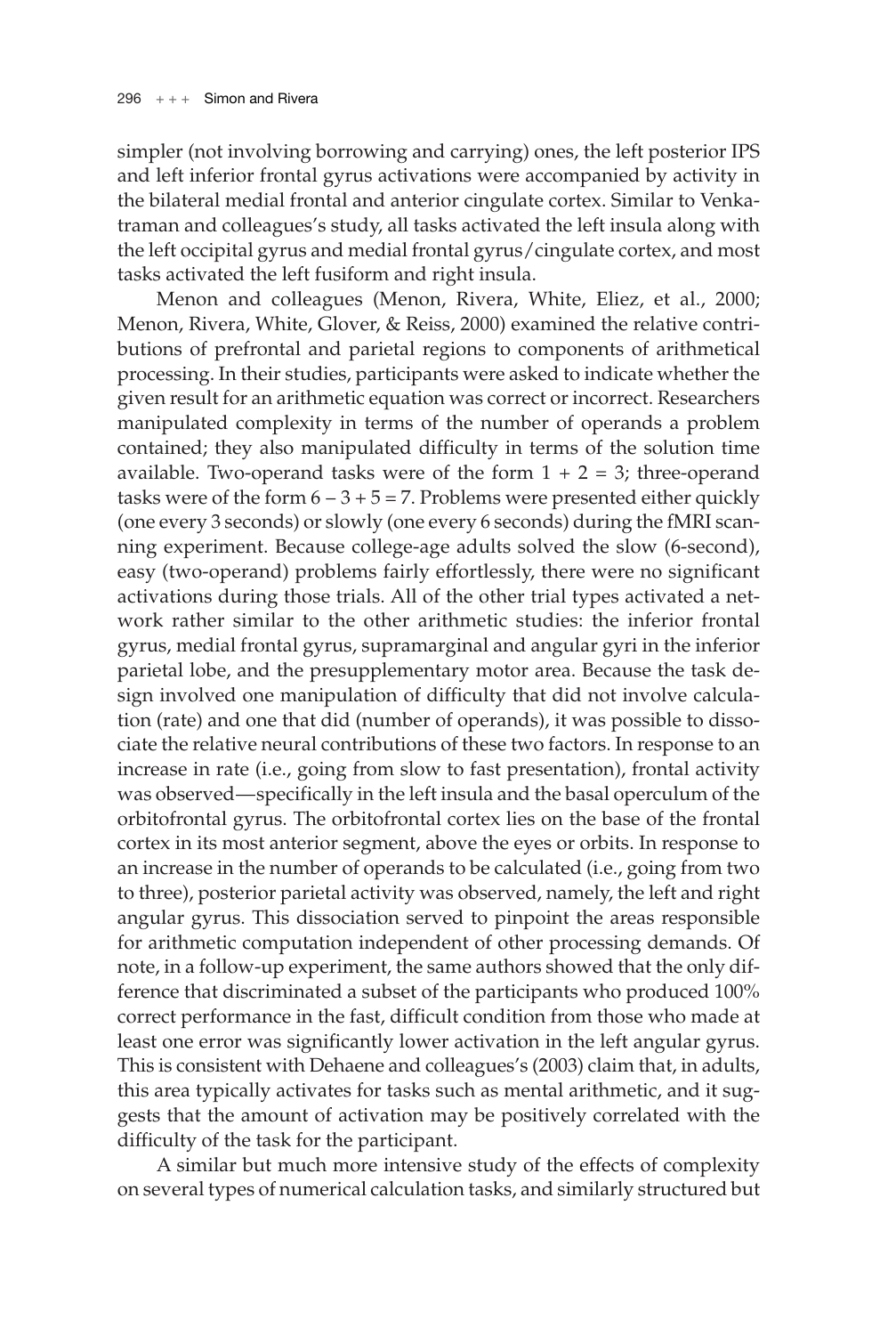simpler (not involving borrowing and carrying) ones, the left posterior IPS and left inferior frontal gyrus activations were accompanied by activity in the bilateral medial frontal and anterior cingulate cortex. Similar to Venkatraman and colleagues's study, all tasks activated the left insula along with the left occipital gyrus and medial frontal gyrus/cingulate cortex, and most tasks activated the left fusiform and right insula.

Menon and colleagues (Menon, Rivera, White, Eliez, et al., 2000; Menon, Rivera, White, Glover, & Reiss, 2000) examined the relative contributions of prefrontal and parietal regions to components of arithmetical processing. In their studies, participants were asked to indicate whether the given result for an arithmetic equation was correct or incorrect. Researchers manipulated complexity in terms of the number of operands a problem contained; they also manipulated difficulty in terms of the solution time available. Two-operand tasks were of the form $1 + 2 = 3$; three-operand tasks were of the form $6 - 3 + 5 = 7$. Problems were presented either quickly (one every 3 seconds) or slowly (one every 6 seconds) during the fMRI scanning experiment. Because college-age adults solved the slow (6-second), easy (two-operand) problems fairly effortlessly, there were no significant activations during those trials. All of the other trial types activated a network rather similar to the other arithmetic studies: the inferior frontal gyrus, medial frontal gyrus, supramarginal and angular gyri in the inferior parietal lobe, and the presupplementary motor area. Because the task design involved one manipulation of difficulty that did not involve calculation (rate) and one that did (number of operands), it was possible to dissociate the relative neural contributions of these two factors. In response to an increase in rate (i.e., going from slow to fast presentation), frontal activity was observed—specifically in the left insula and the basal operculum of the orbitofrontal gyrus. The orbitofrontal cortex lies on the base of the frontal cortex in its most anterior segment, above the eyes or orbits. In response to an increase in the number of operands to be calculated (i.e., going from two to three), posterior parietal activity was observed, namely, the left and right angular gyrus. This dissociation served to pinpoint the areas responsible for arithmetic computation independent of other processing demands. Of note, in a follow-up experiment, the same authors showed that the only difference that discriminated a subset of the participants who produced 100% correct performance in the fast, difficult condition from those who made at least one error was significantly lower activation in the left angular gyrus. This is consistent with Dehaene and colleagues's (2003) claim that, in adults, this area typically activates for tasks such as mental arithmetic, and it suggests that the amount of activation may be positively correlated with the difficulty of the task for the participant.

A similar but much more intensive study of the effects of complexity on several types of numerical calculation tasks, and similarly structured but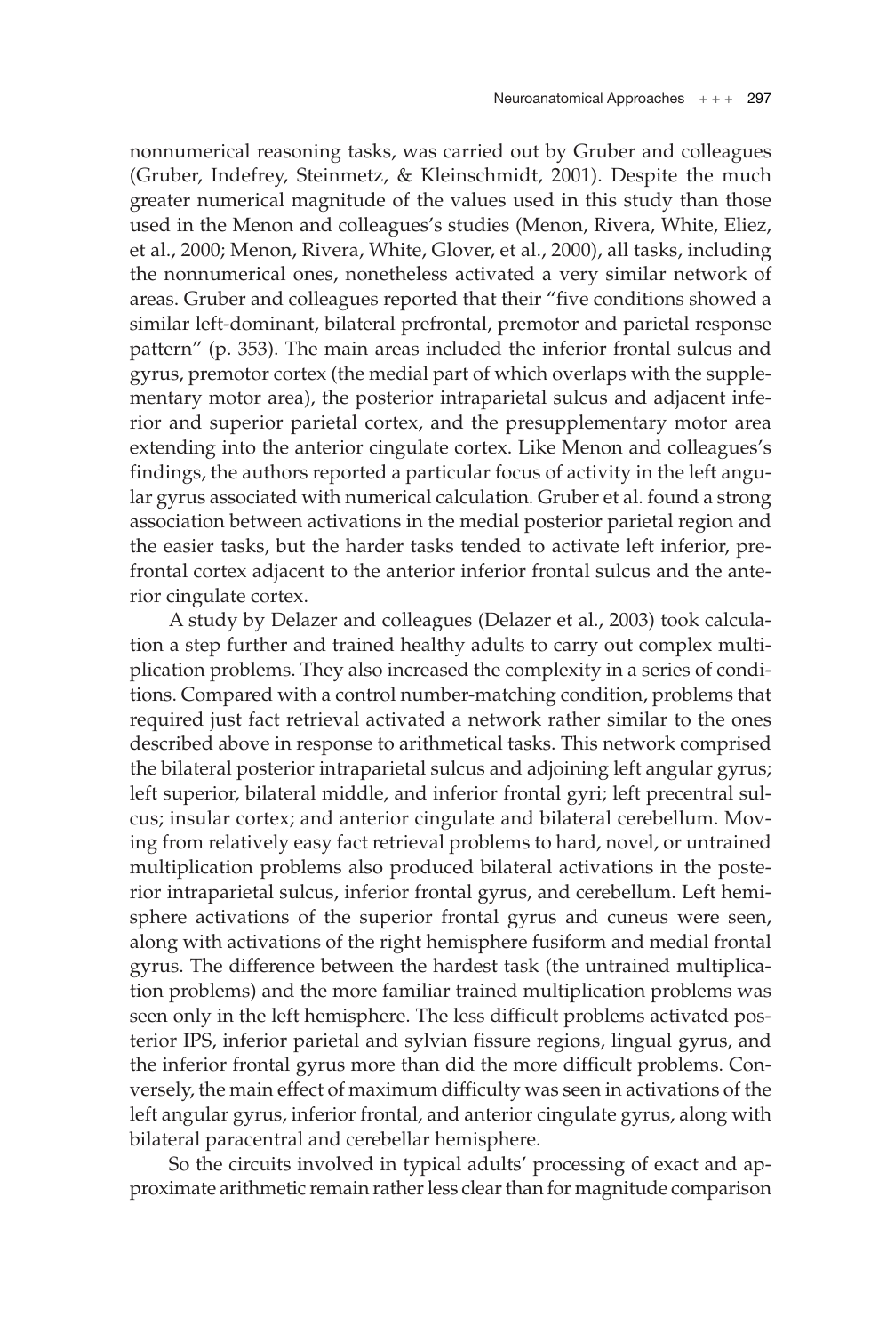nonnumerical reasoning tasks, was carried out by Gruber and colleagues (Gruber, Indefrey, Steinmetz, & Kleinschmidt, 2001). Despite the much greater numerical magnitude of the values used in this study than those used in the Menon and colleagues's studies (Menon, Rivera, White, Eliez, et al., 2000; Menon, Rivera, White, Glover, et al., 2000), all tasks, including the nonnumerical ones, nonetheless activated a very similar network of areas. Gruber and colleagues reported that their "five conditions showed a similar left-dominant, bilateral prefrontal, premotor and parietal response pattern" (p. 353). The main areas included the inferior frontal sulcus and gyrus, premotor cortex (the medial part of which overlaps with the supplementary motor area), the posterior intraparietal sulcus and adjacent inferior and superior parietal cortex, and the presupplementary motor area extending into the anterior cingulate cortex. Like Menon and colleagues's findings, the authors reported a particular focus of activity in the left angular gyrus associated with numerical calculation. Gruber et al. found a strong association between activations in the medial posterior parietal region and the easier tasks, but the harder tasks tended to activate left inferior, prefrontal cortex adjacent to the anterior inferior frontal sulcus and the anterior cingulate cortex.

A study by Delazer and colleagues (Delazer et al., 2003) took calculation a step further and trained healthy adults to carry out complex multiplication problems. They also increased the complexity in a series of conditions. Compared with a control number-matching condition, problems that required just fact retrieval activated a network rather similar to the ones described above in response to arithmetical tasks. This network comprised the bilateral posterior intraparietal sulcus and adjoining left angular gyrus; left superior, bilateral middle, and inferior frontal gyri; left precentral sulcus; insular cortex; and anterior cingulate and bilateral cerebellum. Moving from relatively easy fact retrieval problems to hard, novel, or untrained multiplication problems also produced bilateral activations in the posterior intraparietal sulcus, inferior frontal gyrus, and cerebellum. Left hemisphere activations of the superior frontal gyrus and cuneus were seen, along with activations of the right hemisphere fusiform and medial frontal gyrus. The difference between the hardest task (the untrained multiplication problems) and the more familiar trained multiplication problems was seen only in the left hemisphere. The less difficult problems activated posterior IPS, inferior parietal and sylvian fissure regions, lingual gyrus, and the inferior frontal gyrus more than did the more difficult problems. Conversely, the main effect of maximum difficulty was seen in activations of the left angular gyrus, inferior frontal, and anterior cingulate gyrus, along with bilateral paracentral and cerebellar hemisphere.

So the circuits involved in typical adults' processing of exact and approximate arithmetic remain rather less clear than for magnitude comparison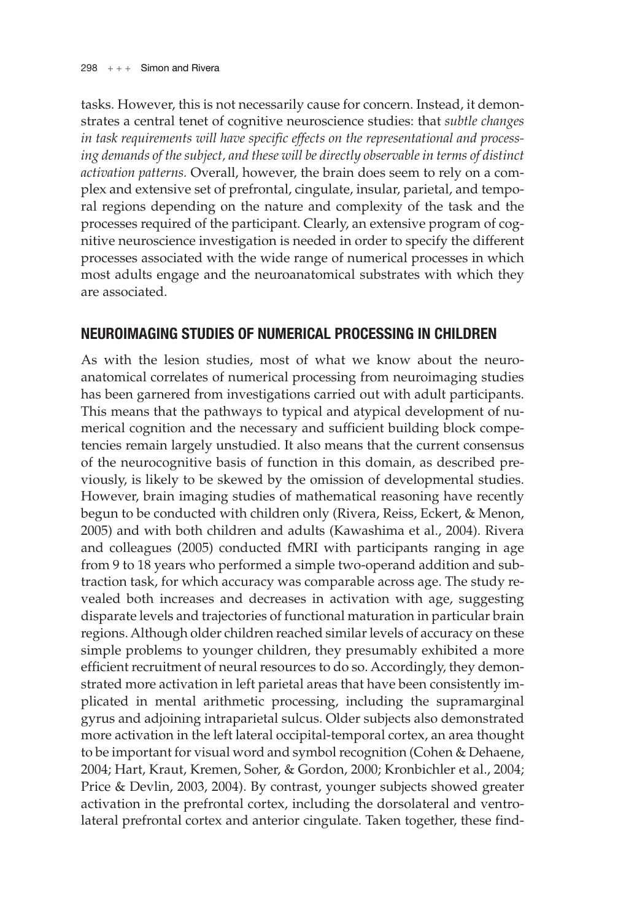tasks. However, this is not necessarily cause for concern. Instead, it demonstrates a central tenet of cognitive neuroscience studies: that *subtle changes in task requirements will have specific effects on the representational and processing demands of the subject, and these will be directly observable in terms of distinct activation patterns.* Overall, however, the brain does seem to rely on a complex and extensive set of prefrontal, cingulate, insular, parietal, and temporal regions depending on the nature and complexity of the task and the processes required of the participant. Clearly, an extensive program of cognitive neuroscience investigation is needed in order to specify the different processes associated with the wide range of numerical processes in which most adults engage and the neuroanatomical substrates with which they are associated.

## NEUROIMAGING STUDIES OF NUMERICAL PROCESSING IN CHILDREN

As with the lesion studies, most of what we know about the neuroanatomical correlates of numerical processing from neuroimaging studies has been garnered from investigations carried out with adult participants. This means that the pathways to typical and atypical development of numerical cognition and the necessary and sufficient building block competencies remain largely unstudied. It also means that the current consensus of the neurocognitive basis of function in this domain, as described previously, is likely to be skewed by the omission of developmental studies. However, brain imaging studies of mathematical reasoning have recently begun to be conducted with children only (Rivera, Reiss, Eckert, & Menon, 2005) and with both children and adults (Kawashima et al., 2004). Rivera and colleagues (2005) conducted fMRI with participants ranging in age from 9 to 18 years who performed a simple two-operand addition and subtraction task, for which accuracy was comparable across age. The study revealed both increases and decreases in activation with age, suggesting disparate levels and trajectories of functional maturation in particular brain regions. Although older children reached similar levels of accuracy on these simple problems to younger children, they presumably exhibited a more efficient recruitment of neural resources to do so. Accordingly, they demonstrated more activation in left parietal areas that have been consistently implicated in mental arithmetic processing, including the supramarginal gyrus and adjoining intraparietal sulcus. Older subjects also demonstrated more activation in the left lateral occipital-temporal cortex, an area thought to be important for visual word and symbol recognition (Cohen & Dehaene, 2004; Hart, Kraut, Kremen, Soher, & Gordon, 2000; Kronbichler et al., 2004; Price & Devlin, 2003, 2004). By contrast, younger subjects showed greater activation in the prefrontal cortex, including the dorsolateral and ventrolateral prefrontal cortex and anterior cingulate. Taken together, these find-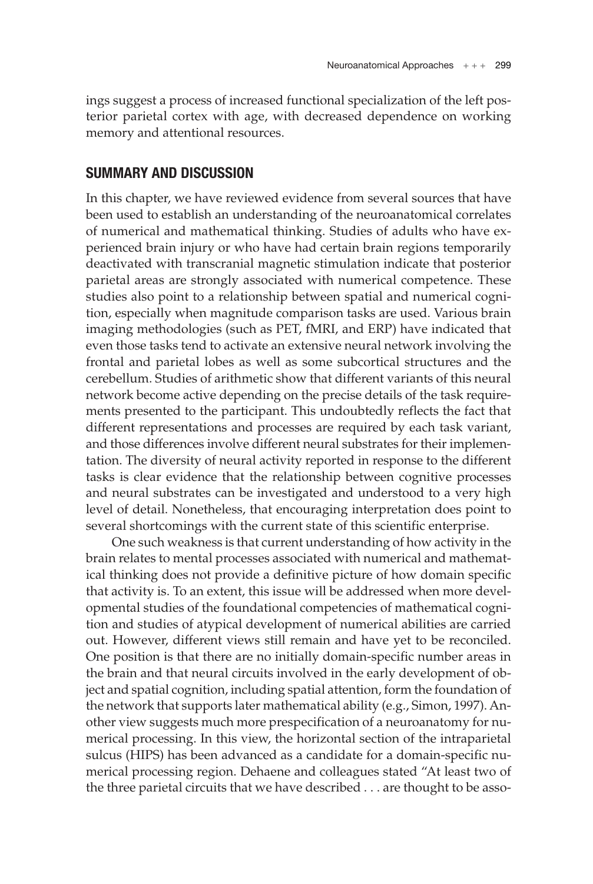ings suggest a process of increased functional specialization of the left posterior parietal cortex with age, with decreased dependence on working memory and attentional resources.

## SUMMARY AND DISCUSSION

In this chapter, we have reviewed evidence from several sources that have been used to establish an understanding of the neuroanatomical correlates of numerical and mathematical thinking. Studies of adults who have experienced brain injury or who have had certain brain regions temporarily deactivated with transcranial magnetic stimulation indicate that posterior parietal areas are strongly associated with numerical competence. These studies also point to a relationship between spatial and numerical cognition, especially when magnitude comparison tasks are used. Various brain imaging methodologies (such as PET, fMRI, and ERP) have indicated that even those tasks tend to activate an extensive neural network involving the frontal and parietal lobes as well as some subcortical structures and the cerebellum. Studies of arithmetic show that different variants of this neural network become active depending on the precise details of the task requirements presented to the participant. This undoubtedly reflects the fact that different representations and processes are required by each task variant, and those differences involve different neural substrates for their implementation. The diversity of neural activity reported in response to the different tasks is clear evidence that the relationship between cognitive processes and neural substrates can be investigated and understood to a very high level of detail. Nonetheless, that encouraging interpretation does point to several shortcomings with the current state of this scientific enterprise.

One such weakness is that current understanding of how activity in the brain relates to mental processes associated with numerical and mathematical thinking does not provide a definitive picture of how domain specific that activity is. To an extent, this issue will be addressed when more developmental studies of the foundational competencies of mathematical cognition and studies of atypical development of numerical abilities are carried out. However, different views still remain and have yet to be reconciled. One position is that there are no initially domain-specific number areas in the brain and that neural circuits involved in the early development of object and spatial cognition, including spatial attention, form the foundation of the network that supports later mathematical ability (e.g., Simon, 1997). Another view suggests much more prespecification of a neuroanatomy for numerical processing. In this view, the horizontal section of the intraparietal sulcus (HIPS) has been advanced as a candidate for a domain-specific numerical processing region. Dehaene and colleagues stated "At least two of the three parietal circuits that we have described . . . are thought to be asso-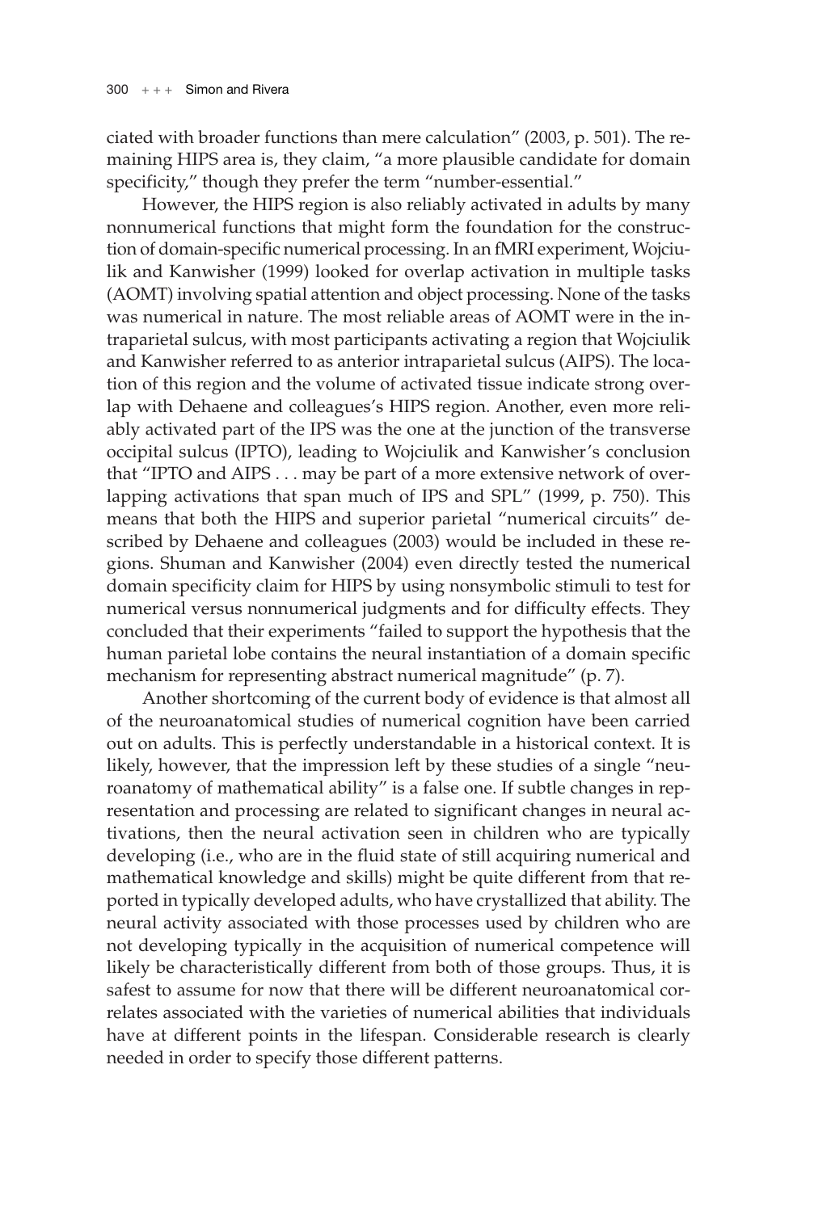ciated with broader functions than mere calculation" (2003, p. 501). The remaining HIPS area is, they claim, "a more plausible candidate for domain specificity," though they prefer the term "number-essential."

However, the HIPS region is also reliably activated in adults by many nonnumerical functions that might form the foundation for the construction of domain-specific numerical processing. In an fMRI experiment, Wojciulik and Kanwisher (1999) looked for overlap activation in multiple tasks (AOMT) involving spatial attention and object processing. None of the tasks was numerical in nature. The most reliable areas of AOMT were in the intraparietal sulcus, with most participants activating a region that Wojciulik and Kanwisher referred to as anterior intraparietal sulcus (AIPS). The location of this region and the volume of activated tissue indicate strong overlap with Dehaene and colleagues's HIPS region. Another, even more reliably activated part of the IPS was the one at the junction of the transverse occipital sulcus (IPTO), leading to Wojciulik and Kanwisher's conclusion that "IPTO and AIPS . . . may be part of a more extensive network of overlapping activations that span much of IPS and SPL" (1999, p. 750). This means that both the HIPS and superior parietal "numerical circuits" described by Dehaene and colleagues (2003) would be included in these regions. Shuman and Kanwisher (2004) even directly tested the numerical domain specificity claim for HIPS by using nonsymbolic stimuli to test for numerical versus nonnumerical judgments and for difficulty effects. They concluded that their experiments "failed to support the hypothesis that the human parietal lobe contains the neural instantiation of a domain specific mechanism for representing abstract numerical magnitude" (p. 7).

Another shortcoming of the current body of evidence is that almost all of the neuroanatomical studies of numerical cognition have been carried out on adults. This is perfectly understandable in a historical context. It is likely, however, that the impression left by these studies of a single "neuroanatomy of mathematical ability" is a false one. If subtle changes in representation and processing are related to significant changes in neural activations, then the neural activation seen in children who are typically developing (i.e., who are in the fluid state of still acquiring numerical and mathematical knowledge and skills) might be quite different from that reported in typically developed adults, who have crystallized that ability. The neural activity associated with those processes used by children who are not developing typically in the acquisition of numerical competence will likely be characteristically different from both of those groups. Thus, it is safest to assume for now that there will be different neuroanatomical correlates associated with the varieties of numerical abilities that individuals have at different points in the lifespan. Considerable research is clearly needed in order to specify those different patterns.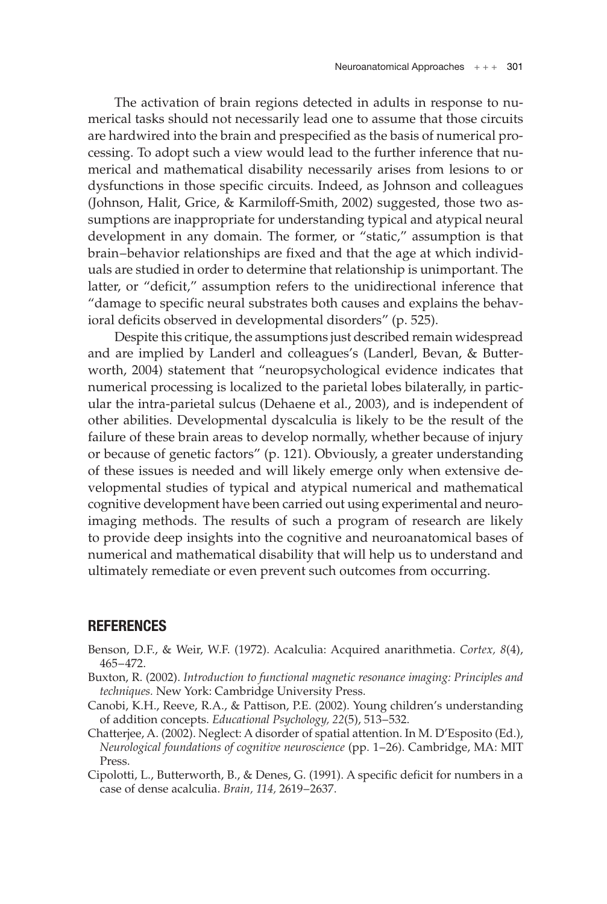The activation of brain regions detected in adults in response to numerical tasks should not necessarily lead one to assume that those circuits are hardwired into the brain and prespecified as the basis of numerical processing. To adopt such a view would lead to the further inference that numerical and mathematical disability necessarily arises from lesions to or dysfunctions in those specific circuits. Indeed, as Johnson and colleagues (Johnson, Halit, Grice, & Karmiloff-Smith, 2002) suggested, those two assumptions are inappropriate for understanding typical and atypical neural development in any domain. The former, or "static," assumption is that brain–behavior relationships are fixed and that the age at which individuals are studied in order to determine that relationship is unimportant. The latter, or "deficit," assumption refers to the unidirectional inference that "damage to specific neural substrates both causes and explains the behavioral deficits observed in developmental disorders" (p. 525).

Despite this critique, the assumptions just described remain widespread and are implied by Landerl and colleagues's (Landerl, Bevan, & Butterworth, 2004) statement that "neuropsychological evidence indicates that numerical processing is localized to the parietal lobes bilaterally, in particular the intra-parietal sulcus (Dehaene et al., 2003), and is independent of other abilities. Developmental dyscalculia is likely to be the result of the failure of these brain areas to develop normally, whether because of injury or because of genetic factors" (p. 121). Obviously, a greater understanding of these issues is needed and will likely emerge only when extensive developmental studies of typical and atypical numerical and mathematical cognitive development have been carried out using experimental and neuroimaging methods. The results of such a program of research are likely to provide deep insights into the cognitive and neuroanatomical bases of numerical and mathematical disability that will help us to understand and ultimately remediate or even prevent such outcomes from occurring.

## REFERENCES

Benson, D.F., & Weir, W.F. (1972). Acalculia: Acquired anarithmetia. *Cortex, 8*(4), 465–472.

Buxton, R. (2002). *Introduction to functional magnetic resonance imaging: Principles and techniques.* New York: Cambridge University Press.

Canobi, K.H., Reeve, R.A., & Pattison, P.E. (2002). Young children's understanding of addition concepts. *Educational Psychology, 22*(5), 513–532.

Chatterjee, A. (2002). Neglect: A disorder of spatial attention. In M. D'Esposito (Ed.), *Neurological foundations of cognitive neuroscience* (pp. 1–26). Cambridge, MA: MIT Press.

Cipolotti, L., Butterworth, B., & Denes, G. (1991). A specific deficit for numbers in a case of dense acalculia. *Brain, 114,* 2619–2637.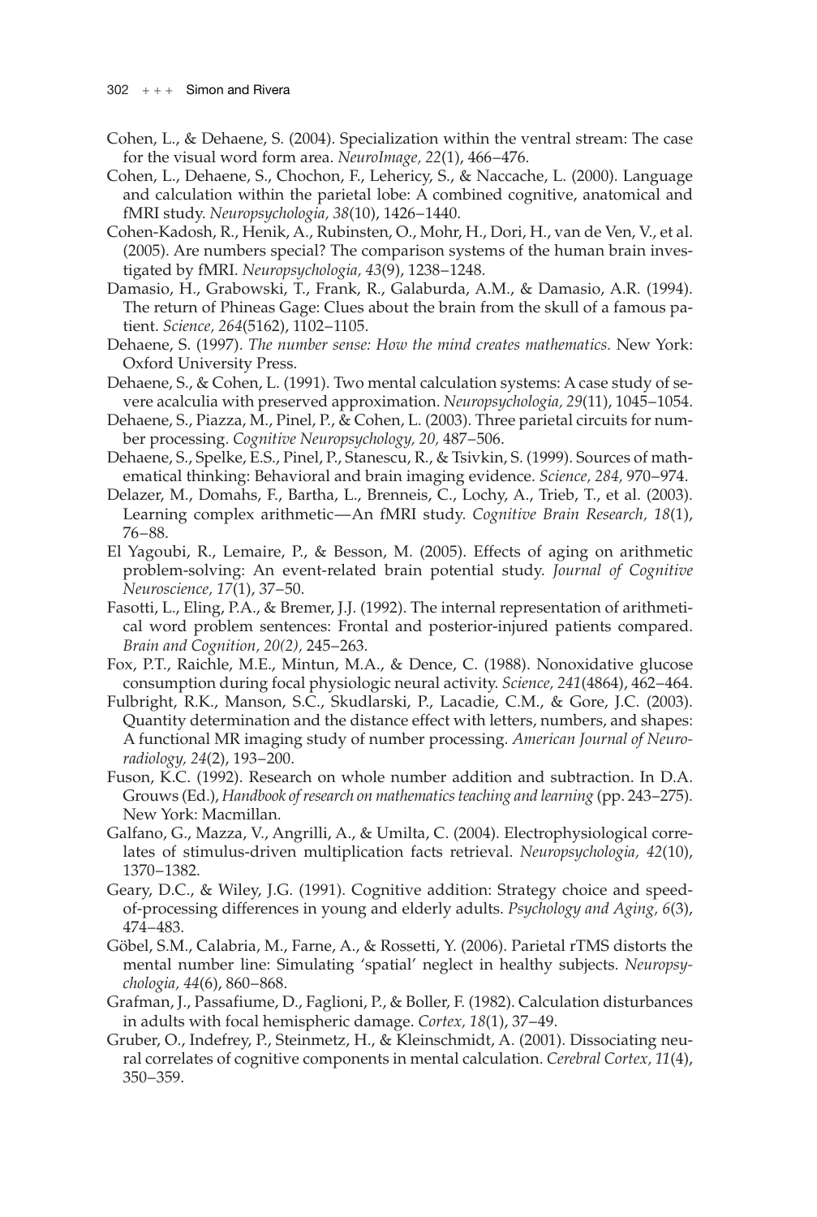Cohen, L., & Dehaene, S. (2004). Specialization within the ventral stream: The case for the visual word form area. *NeuroImage, 22*(1), 466–476.

Cohen, L., Dehaene, S., Chochon, F., Lehericy, S., & Naccache, L. (2000). Language and calculation within the parietal lobe: A combined cognitive, anatomical and fMRI study. *Neuropsychologia, 38*(10), 1426–1440.

Cohen-Kadosh, R., Henik, A., Rubinsten, O., Mohr, H., Dori, H., van de Ven, V., et al. (2005). Are numbers special? The comparison systems of the human brain investigated by fMRI. *Neuropsychologia, 43*(9), 1238–1248.

Damasio, H., Grabowski, T., Frank, R., Galaburda, A.M., & Damasio, A.R. (1994). The return of Phineas Gage: Clues about the brain from the skull of a famous patient. *Science, 264*(5162), 1102–1105.

Dehaene, S. (1997). *The number sense: How the mind creates mathematics.* New York: Oxford University Press.

Dehaene, S., & Cohen, L. (1991). Two mental calculation systems: A case study of severe acalculia with preserved approximation. *Neuropsychologia, 29*(11), 1045–1054.

Dehaene, S., Piazza, M., Pinel, P., & Cohen, L. (2003). Three parietal circuits for number processing. *Cognitive Neuropsychology, 20,* 487–506.

Dehaene, S., Spelke, E.S., Pinel, P., Stanescu, R., & Tsivkin, S. (1999). Sources of mathematical thinking: Behavioral and brain imaging evidence. *Science, 284,* 970–974.

Delazer, M., Domahs, F., Bartha, L., Brenneis, C., Lochy, A., Trieb, T., et al. (2003). Learning complex arithmetic—An fMRI study. *Cognitive Brain Research, 18*(1), 76–88.

El Yagoubi, R., Lemaire, P., & Besson, M. (2005). Effects of aging on arithmetic problem-solving: An event-related brain potential study. *Journal of Cognitive Neuroscience, 17*(1), 37–50.

Fasotti, L., Eling, P.A., & Bremer, J.J. (1992). The internal representation of arithmetical word problem sentences: Frontal and posterior-injured patients compared. *Brain and Cognition, 20(2),* 245–263.

Fox, P.T., Raichle, M.E., Mintun, M.A., & Dence, C. (1988). Nonoxidative glucose consumption during focal physiologic neural activity. *Science, 241*(4864), 462–464.

Fulbright, R.K., Manson, S.C., Skudlarski, P., Lacadie, C.M., & Gore, J.C. (2003). Quantity determination and the distance effect with letters, numbers, and shapes: A functional MR imaging study of number processing. *American Journal of Neuroradiology, 24*(2), 193–200.

Fuson, K.C. (1992). Research on whole number addition and subtraction. In D.A. Grouws (Ed.), *Handbook of research on mathematics teaching and learning* (pp. 243–275). New York: Macmillan.

Galfano, G., Mazza, V., Angrilli, A., & Umilta, C. (2004). Electrophysiological correlates of stimulus-driven multiplication facts retrieval. *Neuropsychologia, 42*(10), 1370–1382.

Geary, D.C., & Wiley, J.G. (1991). Cognitive addition: Strategy choice and speed-of-processing differences in young and elderly adults. *Psychology and Aging, 6*(3), 474–483.

Göbel, S.M., Calabria, M., Farne, A., & Rossetti, Y. (2006). Parietal rTMS distorts the mental number line: Simulating 'spatial' neglect in healthy subjects. *Neuropsychologia, 44*(6), 860–868.

Grafman, J., Passafiume, D., Faglioni, P., & Boller, F. (1982). Calculation disturbances in adults with focal hemispheric damage. *Cortex, 18*(1), 37–49.

Gruber, O., Indefrey, P., Steinmetz, H., & Kleinschmidt, A. (2001). Dissociating neural correlates of cognitive components in mental calculation. *Cerebral Cortex, 11*(4), 350–359.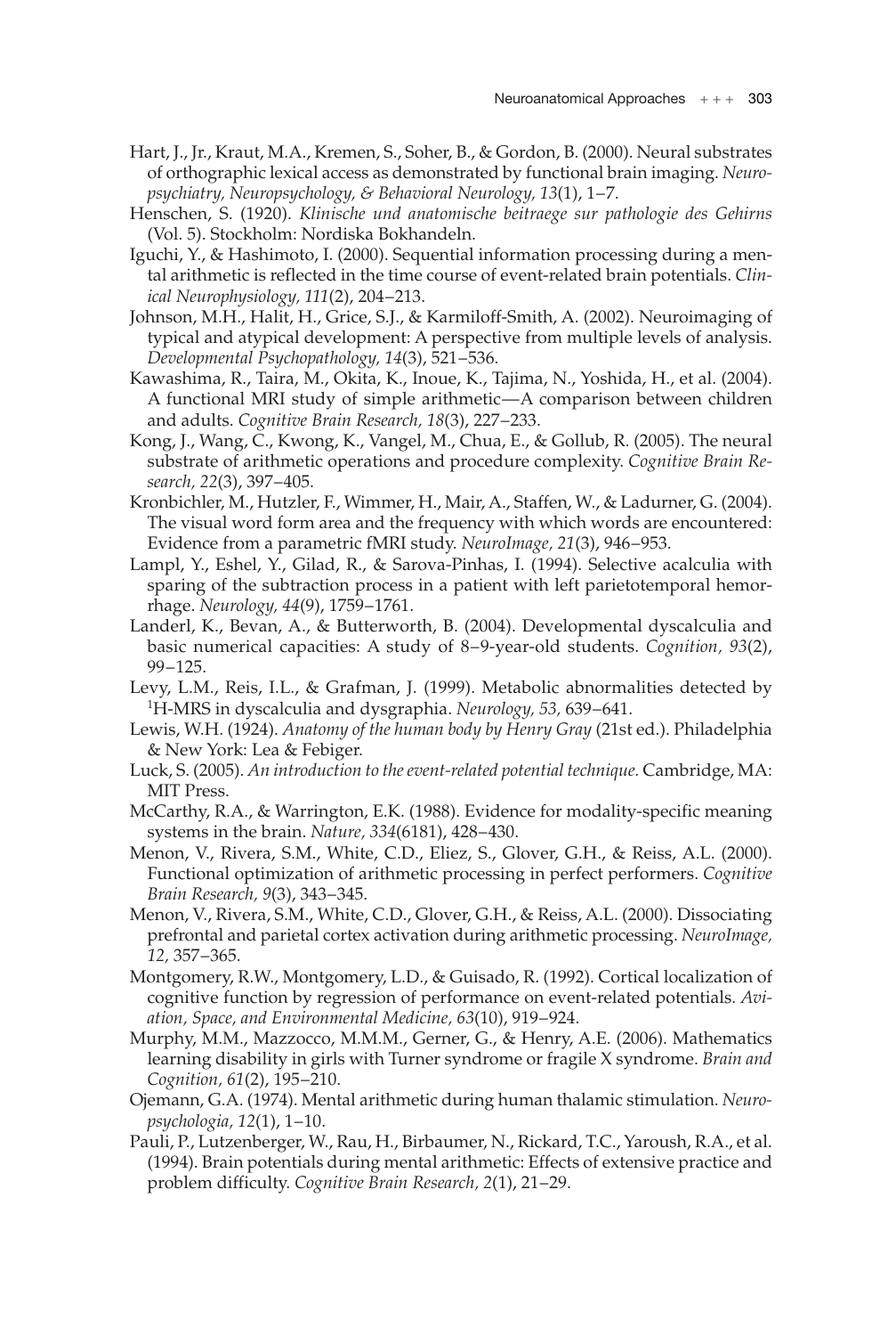Hart, J., Jr., Kraut, M.A., Kremen, S., Soher, B., & Gordon, B. (2000). Neural substrates of orthographic lexical access as demonstrated by functional brain imaging. *Neuropsychiatry, Neuropsychology, & Behavioral Neurology, 13*(1), 1–7.

Henschen, S. (1920). *Klinische und anatomische beitraege sur pathologie des Gehirns* (Vol. 5). Stockholm: Nordiska Bokhandeln.

Iguchi, Y., & Hashimoto, I. (2000). Sequential information processing during a mental arithmetic is reflected in the time course of event-related brain potentials. *Clinical Neurophysiology, 111*(2), 204–213.

Johnson, M.H., Halit, H., Grice, S.J., & Karmiloff-Smith, A. (2002). Neuroimaging of typical and atypical development: A perspective from multiple levels of analysis. *Developmental Psychopathology, 14*(3), 521–536.

Kawashima, R., Taira, M., Okita, K., Inoue, K., Tajima, N., Yoshida, H., et al. (2004). A functional MRI study of simple arithmetic—A comparison between children and adults. *Cognitive Brain Research, 18*(3), 227–233.

Kong, J., Wang, C., Kwong, K., Vangel, M., Chua, E., & Gollub, R. (2005). The neural substrate of arithmetic operations and procedure complexity. *Cognitive Brain Research, 22*(3), 397–405.

Kronbichler, M., Hutzler, F., Wimmer, H., Mair, A., Staffen, W., & Ladurner, G. (2004). The visual word form area and the frequency with which words are encountered: Evidence from a parametric fMRI study. *NeuroImage, 21*(3), 946–953.

Lampl, Y., Eshel, Y., Gilad, R., & Sarova-Pinhas, I. (1994). Selective acalculia with sparing of the subtraction process in a patient with left parietotemporal hemorrhage. *Neurology, 44*(9), 1759–1761.

Landerl, K., Bevan, A., & Butterworth, B. (2004). Developmental dyscalculia and basic numerical capacities: A study of 8–9-year-old students. *Cognition, 93*(2), 99–125.

Levy, L.M., Reis, I.L., & Grafman, J. (1999). Metabolic abnormalities detected by $^{1}$H-MRS in dyscalculia and dysgraphia. *Neurology, 53,* 639–641.

Lewis, W.H. (1924). *Anatomy of the human body by Henry Gray* (21st ed.). Philadelphia & New York: Lea & Febiger.

Luck, S. (2005). *An introduction to the event-related potential technique.* Cambridge, MA: MIT Press.

McCarthy, R.A., & Warrington, E.K. (1988). Evidence for modality-specific meaning systems in the brain. *Nature, 334*(6181), 428–430.

Menon, V., Rivera, S.M., White, C.D., Eliez, S., Glover, G.H., & Reiss, A.L. (2000). Functional optimization of arithmetic processing in perfect performers. *Cognitive Brain Research, 9*(3), 343–345.

Menon, V., Rivera, S.M., White, C.D., Glover, G.H., & Reiss, A.L. (2000). Dissociating prefrontal and parietal cortex activation during arithmetic processing. *NeuroImage, 12,* 357–365.

Montgomery, R.W., Montgomery, L.D., & Guisado, R. (1992). Cortical localization of cognitive function by regression of performance on event-related potentials. *Aviation, Space, and Environmental Medicine, 63*(10), 919–924.

Murphy, M.M., Mazzocco, M.M.M., Gerner, G., & Henry, A.E. (2006). Mathematics learning disability in girls with Turner syndrome or fragile X syndrome. *Brain and Cognition, 61*(2), 195–210.

Ojemann, G.A. (1974). Mental arithmetic during human thalamic stimulation. *Neuropsychologia, 12*(1), 1–10.

Pauli, P., Lutzenberger, W., Rau, H., Birbaumer, N., Rickard, T.C., Yaroush, R.A., et al. (1994). Brain potentials during mental arithmetic: Effects of extensive practice and problem difficulty. *Cognitive Brain Research, 2*(1), 21–29.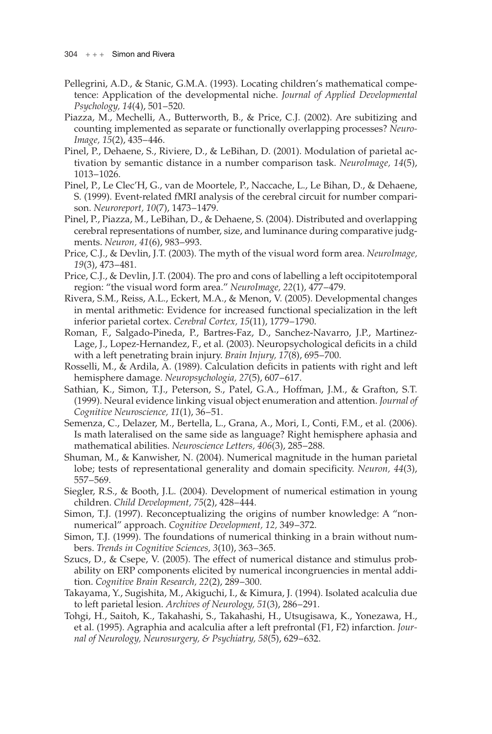Pellegrini, A.D., & Stanic, G.M.A. (1993). Locating children's mathematical competence: Application of the developmental niche. *Journal of Applied Developmental Psychology, 14*(4), 501–520.

Piazza, M., Mechelli, A., Butterworth, B., & Price, C.J. (2002). Are subitizing and counting implemented as separate or functionally overlapping processes? *NeuroImage, 15*(2), 435–446.

Pinel, P., Dehaene, S., Riviere, D., & LeBihan, D. (2001). Modulation of parietal activation by semantic distance in a number comparison task. *NeuroImage, 14*(5), 1013–1026.

Pinel, P., Le Clec'H, G., van de Moortele, P., Naccache, L., Le Bihan, D., & Dehaene, S. (1999). Event-related fMRI analysis of the cerebral circuit for number comparison. *Neuroreport, 10*(7), 1473–1479.

Pinel, P., Piazza, M., LeBihan, D., & Dehaene, S. (2004). Distributed and overlapping cerebral representations of number, size, and luminance during comparative judgments. *Neuron, 41*(6), 983–993.

Price, C.J., & Devlin, J.T. (2003). The myth of the visual word form area. *NeuroImage, 19*(3), 473–481.

Price, C.J., & Devlin, J.T. (2004). The pro and cons of labelling a left occipitotemporal region: "the visual word form area." *NeuroImage, 22*(1), 477–479.

Rivera, S.M., Reiss, A.L., Eckert, M.A., & Menon, V. (2005). Developmental changes in mental arithmetic: Evidence for increased functional specialization in the left inferior parietal cortex. *Cerebral Cortex, 15*(11), 1779–1790.

Roman, F., Salgado-Pineda, P., Bartres-Faz, D., Sanchez-Navarro, J.P., Martinez-Lage, J., Lopez-Hernandez, F., et al. (2003). Neuropsychological deficits in a child with a left penetrating brain injury. *Brain Injury, 17*(8), 695–700.

Rosselli, M., & Ardila, A. (1989). Calculation deficits in patients with right and left hemisphere damage. *Neuropsychologia, 27*(5), 607–617.

Sathian, K., Simon, T.J., Peterson, S., Patel, G.A., Hoffman, J.M., & Grafton, S.T. (1999). Neural evidence linking visual object enumeration and attention. *Journal of Cognitive Neuroscience, 11*(1), 36–51.

Semenza, C., Delazer, M., Bertella, L., Grana, A., Mori, I., Conti, F.M., et al. (2006). Is math lateralised on the same side as language? Right hemisphere aphasia and mathematical abilities. *Neuroscience Letters, 406*(3), 285–288.

Shuman, M., & Kanwisher, N. (2004). Numerical magnitude in the human parietal lobe; tests of representational generality and domain specificity. *Neuron, 44*(3), 557–569.

Siegler, R.S., & Booth, J.L. (2004). Development of numerical estimation in young children. *Child Development, 75*(2), 428–444.

Simon, T.J. (1997). Reconceptualizing the origins of number knowledge: A "non-numerical" approach. *Cognitive Development, 12,* 349–372.

Simon, T.J. (1999). The foundations of numerical thinking in a brain without numbers. *Trends in Cognitive Sciences, 3*(10), 363–365.

Szucs, D., & Csepe, V. (2005). The effect of numerical distance and stimulus probability on ERP components elicited by numerical incongruencies in mental addition. *Cognitive Brain Research, 22*(2), 289–300.

Takayama, Y., Sugishita, M., Akiguchi, I., & Kimura, J. (1994). Isolated acalculia due to left parietal lesion. *Archives of Neurology, 51*(3), 286–291.

Tohgi, H., Saitoh, K., Takahashi, S., Takahashi, H., Utsugisawa, K., Yonezawa, H., et al. (1995). Agraphia and acalculia after a left prefrontal (F1, F2) infarction. *Journal of Neurology, Neurosurgery, & Psychiatry, 58*(5), 629–632.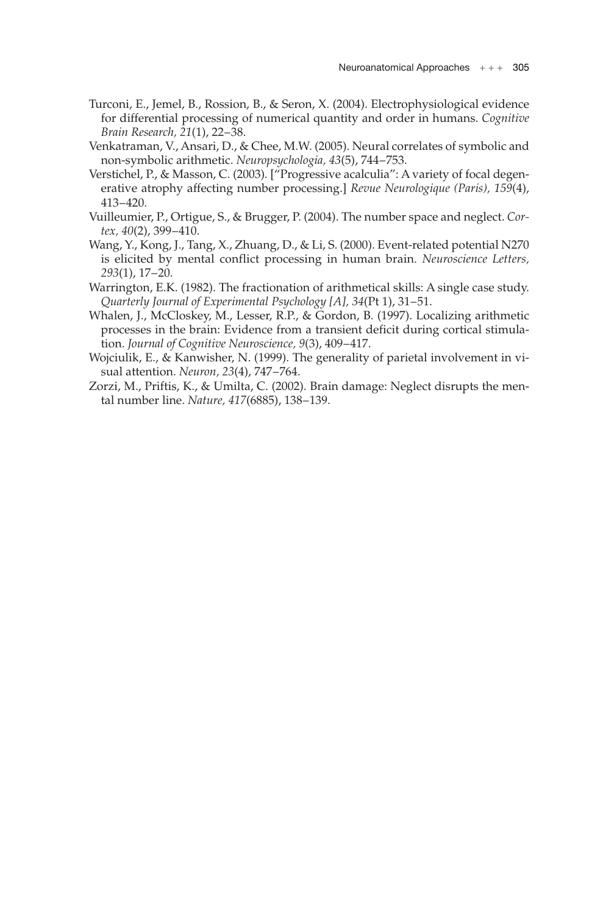Turconi, E., Jemel, B., Rossion, B., & Seron, X. (2004). Electrophysiological evidence for differential processing of numerical quantity and order in humans. *Cognitive Brain Research, 21*(1), 22–38.

Venkatraman, V., Ansari, D., & Chee, M.W. (2005). Neural correlates of symbolic and non-symbolic arithmetic. *Neuropsychologia, 43*(5), 744–753.

Verstichel, P., & Masson, C. (2003). ["Progressive acalculia": A variety of focal degenerative atrophy affecting number processing.] *Revue Neurologique (Paris), 159*(4), 413–420.

Vuilleumier, P., Ortigue, S., & Brugger, P. (2004). The number space and neglect. *Cortex, 40*(2), 399–410.

Wang, Y., Kong, J., Tang, X., Zhuang, D., & Li, S. (2000). Event-related potential N270 is elicited by mental conflict processing in human brain. *Neuroscience Letters, 293*(1), 17–20.

Warrington, E.K. (1982). The fractionation of arithmetical skills: A single case study. *Quarterly Journal of Experimental Psychology [A], 34*(Pt 1), 31–51.

Whalen, J., McCloskey, M., Lesser, R.P., & Gordon, B. (1997). Localizing arithmetic processes in the brain: Evidence from a transient deficit during cortical stimulation. *Journal of Cognitive Neuroscience, 9*(3), 409–417.

Wojciulik, E., & Kanwisher, N. (1999). The generality of parietal involvement in visual attention. *Neuron, 23*(4), 747–764.

Zorzi, M., Priftis, K., & Umilta, C. (2002). Brain damage: Neglect disrupts the mental number line. *Nature, 417*(6885), 138–139.